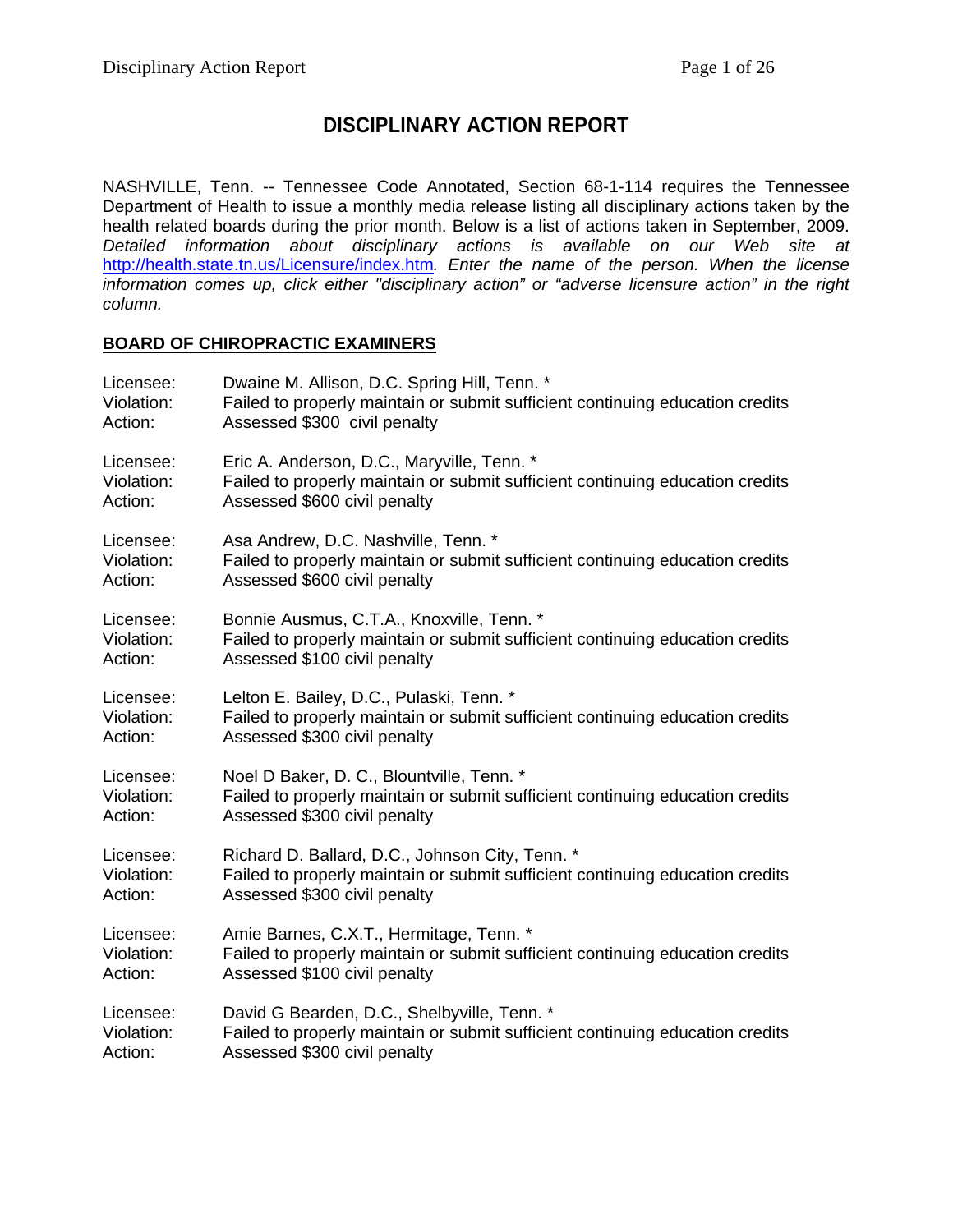# DISCIPLINARY ACTION REPORT

NASHVILLE, Tenn. -- Tennessee Code Annotated, Section 68-1-114 requires the Tennessee Department of Health to issue a monthly media release listing all disciplinary actions taken by the health related boards during the prior month. Below is a list of actions taken in September, 2009. *Detailed information about disciplinary actions is available on our Web site at* [http://health.state.tn.us/Licensure/index.htm](http://health.state.tn.us/Licensure/index.htm)*. Enter the name of the person. When the license information comes up, click either "disciplinary action" or "adverse licensure action" in the right column.*

**BOARD OF CHIROPRACTIC EXAMINERS**

Licensee: Dwaine M. Allison, D.C. Spring Hill, Tenn. *
Violation: Failed to properly maintain or submit sufficient continuing education credits
Action: Assessed $300 civil penalty

Licensee: Eric A. Anderson, D.C., Maryville, Tenn. *
Violation: Failed to properly maintain or submit sufficient continuing education credits
Action: Assessed $600 civil penalty

Licensee: Asa Andrew, D.C. Nashville, Tenn. *
Violation: Failed to properly maintain or submit sufficient continuing education credits
Action: Assessed $600 civil penalty

Licensee: Bonnie Ausmus, C.T.A., Knoxville, Tenn. *
Violation: Failed to properly maintain or submit sufficient continuing education credits
Action: Assessed $100 civil penalty

Licensee: Lelton E. Bailey, D.C., Pulaski, Tenn. *
Violation: Failed to properly maintain or submit sufficient continuing education credits
Action: Assessed $300 civil penalty

Licensee: Noel D Baker, D. C., Blountville, Tenn. *
Violation: Failed to properly maintain or submit sufficient continuing education credits
Action: Assessed $300 civil penalty

Licensee: Richard D. Ballard, D.C., Johnson City, Tenn. *
Violation: Failed to properly maintain or submit sufficient continuing education credits
Action: Assessed $300 civil penalty

Licensee: Amie Barnes, C.X.T., Hermitage, Tenn. *
Violation: Failed to properly maintain or submit sufficient continuing education credits
Action: Assessed $100 civil penalty

Licensee: David G Bearden, D.C., Shelbyville, Tenn. *
Violation: Failed to properly maintain or submit sufficient continuing education credits
Action: Assessed $300 civil penalty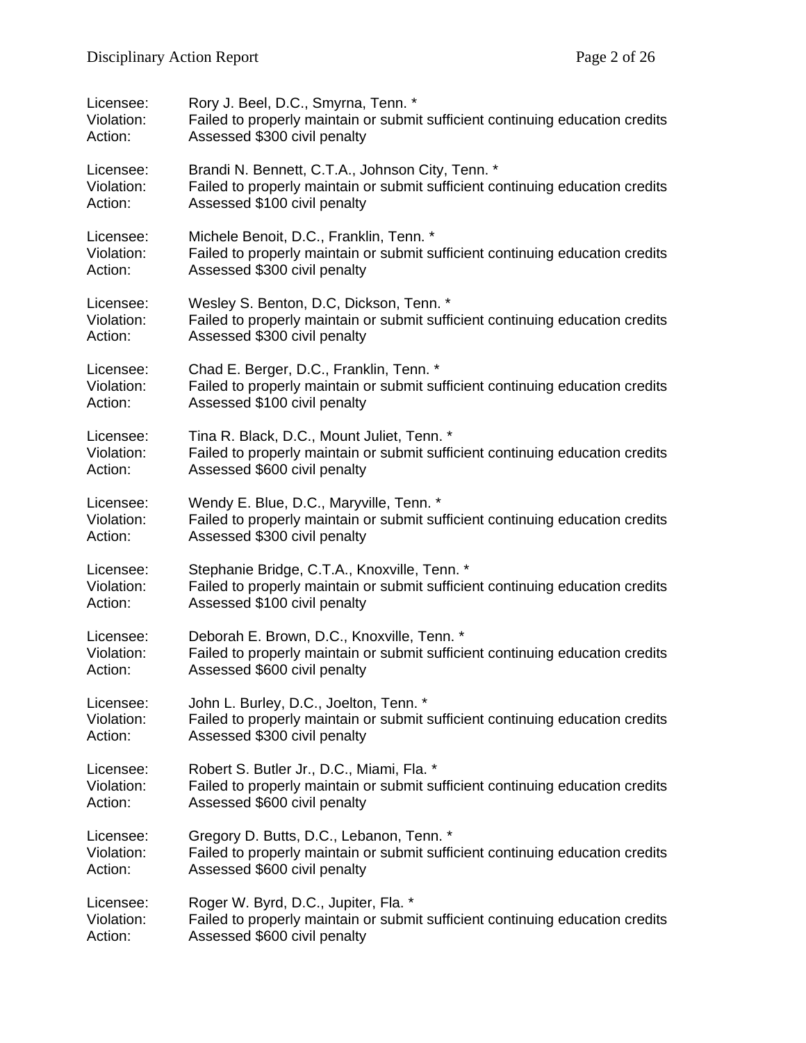Licensee: Rory J. Beel, D.C., Smyrna, Tenn. *
Violation: Failed to properly maintain or submit sufficient continuing education credits
Action: Assessed $300 civil penalty

Licensee: Brandi N. Bennett, C.T.A., Johnson City, Tenn. *
Violation: Failed to properly maintain or submit sufficient continuing education credits
Action: Assessed $100 civil penalty

Licensee: Michele Benoit, D.C., Franklin, Tenn. *
Violation: Failed to properly maintain or submit sufficient continuing education credits
Action: Assessed $300 civil penalty

Licensee: Wesley S. Benton, D.C, Dickson, Tenn. *
Violation: Failed to properly maintain or submit sufficient continuing education credits
Action: Assessed $300 civil penalty

Licensee: Chad E. Berger, D.C., Franklin, Tenn. *
Violation: Failed to properly maintain or submit sufficient continuing education credits
Action: Assessed $100 civil penalty

Licensee: Tina R. Black, D.C., Mount Juliet, Tenn. *
Violation: Failed to properly maintain or submit sufficient continuing education credits
Action: Assessed $600 civil penalty

Licensee: Wendy E. Blue, D.C., Maryville, Tenn. *
Violation: Failed to properly maintain or submit sufficient continuing education credits
Action: Assessed $300 civil penalty

Licensee: Stephanie Bridge, C.T.A., Knoxville, Tenn. *
Violation: Failed to properly maintain or submit sufficient continuing education credits
Action: Assessed $100 civil penalty

Licensee: Deborah E. Brown, D.C., Knoxville, Tenn. *
Violation: Failed to properly maintain or submit sufficient continuing education credits
Action: Assessed $600 civil penalty

Licensee: John L. Burley, D.C., Joelton, Tenn. *
Violation: Failed to properly maintain or submit sufficient continuing education credits
Action: Assessed $300 civil penalty

Licensee: Robert S. Butler Jr., D.C., Miami, Fla. *
Violation: Failed to properly maintain or submit sufficient continuing education credits
Action: Assessed $600 civil penalty

Licensee: Gregory D. Butts, D.C., Lebanon, Tenn. *
Violation: Failed to properly maintain or submit sufficient continuing education credits
Action: Assessed $600 civil penalty

Licensee: Roger W. Byrd, D.C., Jupiter, Fla. *
Violation: Failed to properly maintain or submit sufficient continuing education credits
Action: Assessed $600 civil penalty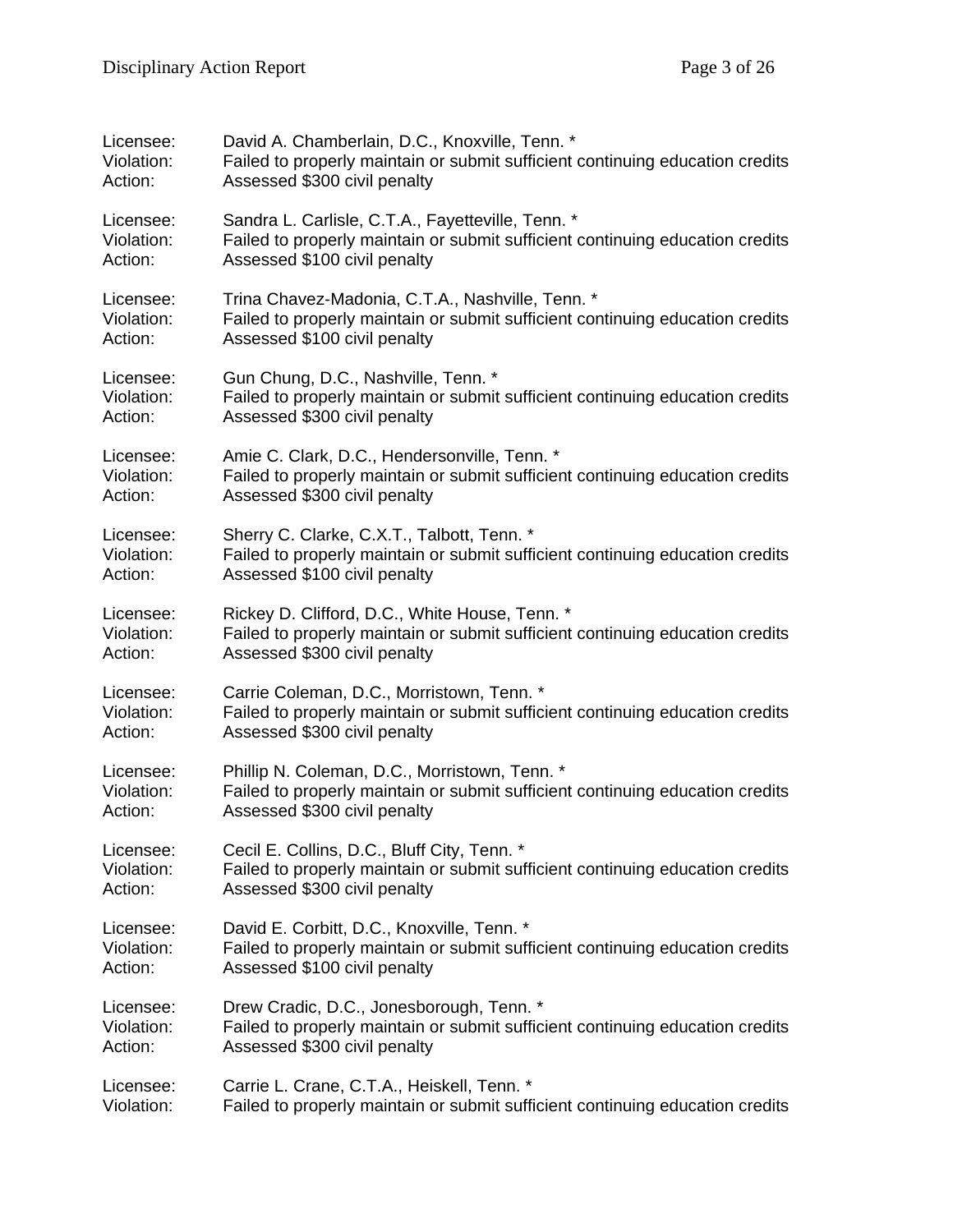Licensee: David A. Chamberlain, D.C., Knoxville, Tenn. *
Violation: Failed to properly maintain or submit sufficient continuing education credits
Action: Assessed $300 civil penalty

Licensee: Sandra L. Carlisle, C.T.A., Fayetteville, Tenn. *
Violation: Failed to properly maintain or submit sufficient continuing education credits
Action: Assessed $100 civil penalty

Licensee: Trina Chavez-Madonia, C.T.A., Nashville, Tenn. *
Violation: Failed to properly maintain or submit sufficient continuing education credits
Action: Assessed $100 civil penalty

Licensee: Gun Chung, D.C., Nashville, Tenn. *
Violation: Failed to properly maintain or submit sufficient continuing education credits
Action: Assessed $300 civil penalty

Licensee: Amie C. Clark, D.C., Hendersonville, Tenn. *
Violation: Failed to properly maintain or submit sufficient continuing education credits
Action: Assessed $300 civil penalty

Licensee: Sherry C. Clarke, C.X.T., Talbott, Tenn. *
Violation: Failed to properly maintain or submit sufficient continuing education credits
Action: Assessed $100 civil penalty

Licensee: Rickey D. Clifford, D.C., White House, Tenn. *
Violation: Failed to properly maintain or submit sufficient continuing education credits
Action: Assessed $300 civil penalty

Licensee: Carrie Coleman, D.C., Morristown, Tenn. *
Violation: Failed to properly maintain or submit sufficient continuing education credits
Action: Assessed $300 civil penalty

Licensee: Phillip N. Coleman, D.C., Morristown, Tenn. *
Violation: Failed to properly maintain or submit sufficient continuing education credits
Action: Assessed $300 civil penalty

Licensee: Cecil E. Collins, D.C., Bluff City, Tenn. *
Violation: Failed to properly maintain or submit sufficient continuing education credits
Action: Assessed $300 civil penalty

Licensee: David E. Corbitt, D.C., Knoxville, Tenn. *
Violation: Failed to properly maintain or submit sufficient continuing education credits
Action: Assessed $100 civil penalty

Licensee: Drew Cradic, D.C., Jonesborough, Tenn. *
Violation: Failed to properly maintain or submit sufficient continuing education credits
Action: Assessed $300 civil penalty

Licensee: Carrie L. Crane, C.T.A., Heiskell, Tenn. *
Violation: Failed to properly maintain or submit sufficient continuing education credits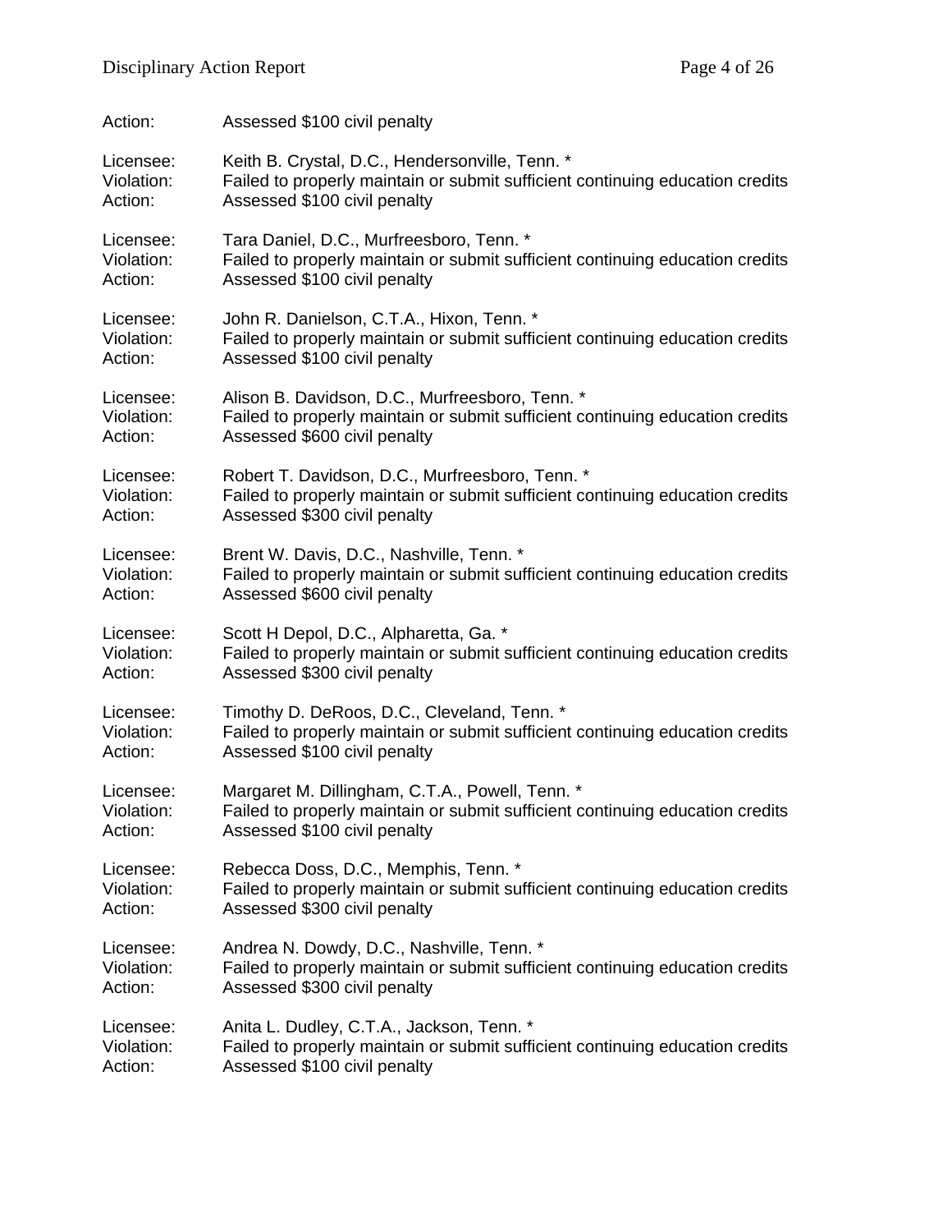Action: Assessed $100 civil penalty

Licensee: Keith B. Crystal, D.C., Hendersonville, Tenn. *
Violation: Failed to properly maintain or submit sufficient continuing education credits
Action: Assessed $100 civil penalty

Licensee: Tara Daniel, D.C., Murfreesboro, Tenn. *
Violation: Failed to properly maintain or submit sufficient continuing education credits
Action: Assessed $100 civil penalty

Licensee: John R. Danielson, C.T.A., Hixon, Tenn. *
Violation: Failed to properly maintain or submit sufficient continuing education credits
Action: Assessed $100 civil penalty

Licensee: Alison B. Davidson, D.C., Murfreesboro, Tenn. *
Violation: Failed to properly maintain or submit sufficient continuing education credits
Action: Assessed $600 civil penalty

Licensee: Robert T. Davidson, D.C., Murfreesboro, Tenn. *
Violation: Failed to properly maintain or submit sufficient continuing education credits
Action: Assessed $300 civil penalty

Licensee: Brent W. Davis, D.C., Nashville, Tenn. *
Violation: Failed to properly maintain or submit sufficient continuing education credits
Action: Assessed $600 civil penalty

Licensee: Scott H Depol, D.C., Alpharetta, Ga. *
Violation: Failed to properly maintain or submit sufficient continuing education credits
Action: Assessed $300 civil penalty

Licensee: Timothy D. DeRoos, D.C., Cleveland, Tenn. *
Violation: Failed to properly maintain or submit sufficient continuing education credits
Action: Assessed $100 civil penalty

Licensee: Margaret M. Dillingham, C.T.A., Powell, Tenn. *
Violation: Failed to properly maintain or submit sufficient continuing education credits
Action: Assessed $100 civil penalty

Licensee: Rebecca Doss, D.C., Memphis, Tenn. *
Violation: Failed to properly maintain or submit sufficient continuing education credits
Action: Assessed $300 civil penalty

Licensee: Andrea N. Dowdy, D.C., Nashville, Tenn. *
Violation: Failed to properly maintain or submit sufficient continuing education credits
Action: Assessed $300 civil penalty

Licensee: Anita L. Dudley, C.T.A., Jackson, Tenn. *
Violation: Failed to properly maintain or submit sufficient continuing education credits
Action: Assessed $100 civil penalty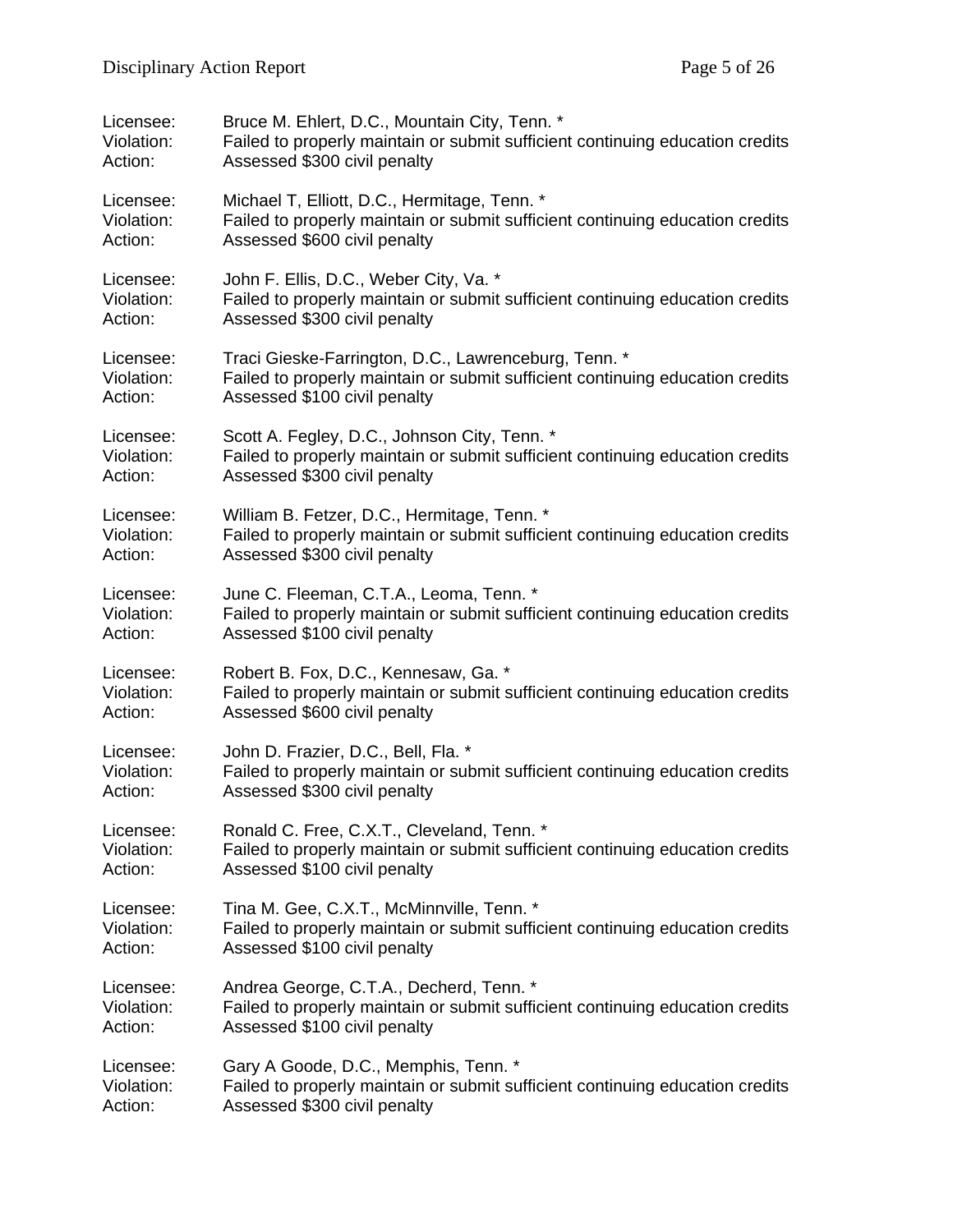Licensee: Bruce M. Ehlert, D.C., Mountain City, Tenn. *
Violation: Failed to properly maintain or submit sufficient continuing education credits
Action: Assessed $300 civil penalty

Licensee: Michael T, Elliott, D.C., Hermitage, Tenn. *
Violation: Failed to properly maintain or submit sufficient continuing education credits
Action: Assessed $600 civil penalty

Licensee: John F. Ellis, D.C., Weber City, Va. *
Violation: Failed to properly maintain or submit sufficient continuing education credits
Action: Assessed $300 civil penalty

Licensee: Traci Gieske-Farrington, D.C., Lawrenceburg, Tenn. *
Violation: Failed to properly maintain or submit sufficient continuing education credits
Action: Assessed $100 civil penalty

Licensee: Scott A. Fegley, D.C., Johnson City, Tenn. *
Violation: Failed to properly maintain or submit sufficient continuing education credits
Action: Assessed $300 civil penalty

Licensee: William B. Fetzer, D.C., Hermitage, Tenn. *
Violation: Failed to properly maintain or submit sufficient continuing education credits
Action: Assessed $300 civil penalty

Licensee: June C. Fleeman, C.T.A., Leoma, Tenn. *
Violation: Failed to properly maintain or submit sufficient continuing education credits
Action: Assessed $100 civil penalty

Licensee: Robert B. Fox, D.C., Kennesaw, Ga. *
Violation: Failed to properly maintain or submit sufficient continuing education credits
Action: Assessed $600 civil penalty

Licensee: John D. Frazier, D.C., Bell, Fla. *
Violation: Failed to properly maintain or submit sufficient continuing education credits
Action: Assessed $300 civil penalty

Licensee: Ronald C. Free, C.X.T., Cleveland, Tenn. *
Violation: Failed to properly maintain or submit sufficient continuing education credits
Action: Assessed $100 civil penalty

Licensee: Tina M. Gee, C.X.T., McMinnville, Tenn. *
Violation: Failed to properly maintain or submit sufficient continuing education credits
Action: Assessed $100 civil penalty

Licensee: Andrea George, C.T.A., Decherd, Tenn. *
Violation: Failed to properly maintain or submit sufficient continuing education credits
Action: Assessed $100 civil penalty

Licensee: Gary A Goode, D.C., Memphis, Tenn. *
Violation: Failed to properly maintain or submit sufficient continuing education credits
Action: Assessed $300 civil penalty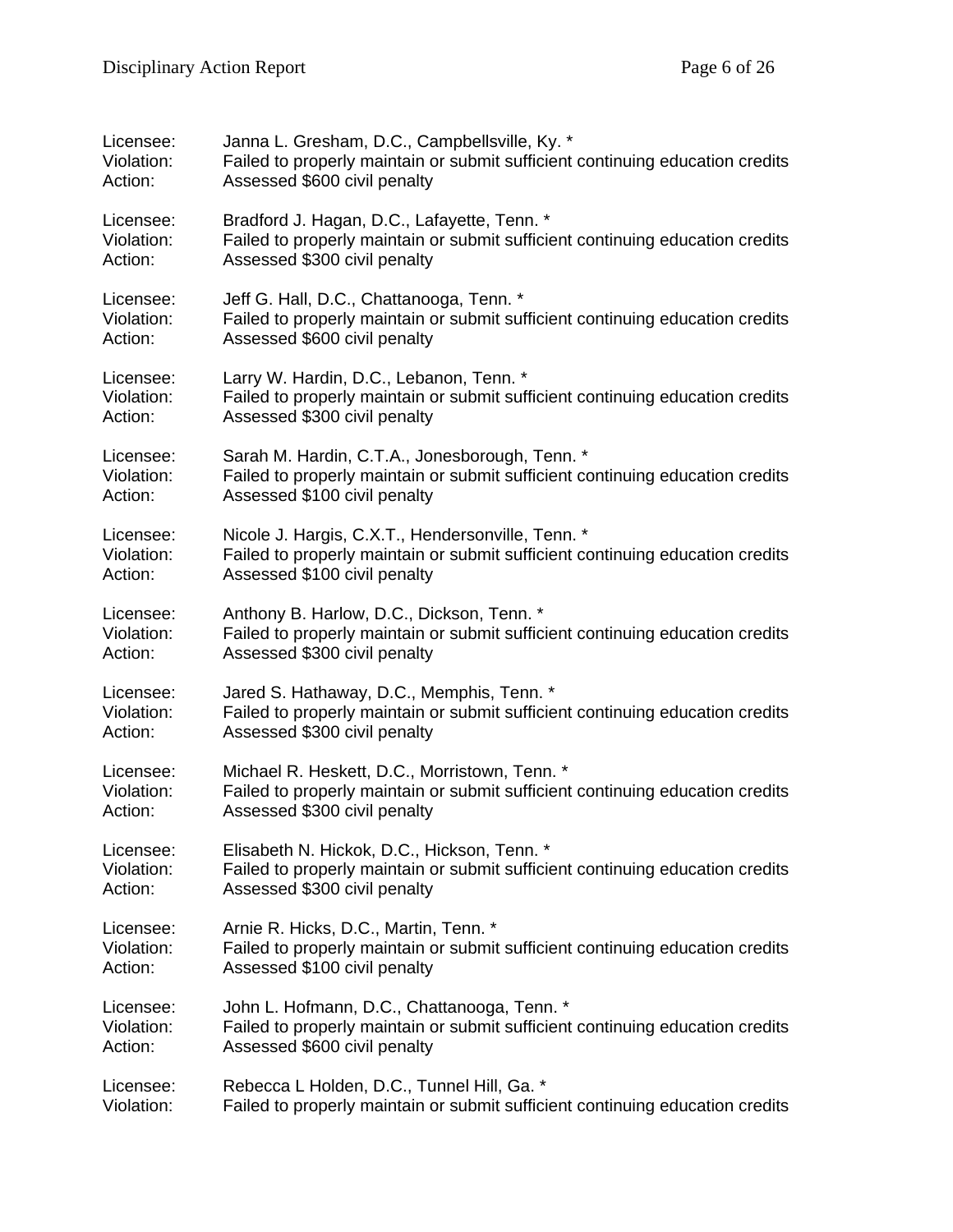Licensee: Janna L. Gresham, D.C., Campbellsville, Ky. *
Violation: Failed to properly maintain or submit sufficient continuing education credits
Action: Assessed $600 civil penalty

Licensee: Bradford J. Hagan, D.C., Lafayette, Tenn. *
Violation: Failed to properly maintain or submit sufficient continuing education credits
Action: Assessed $300 civil penalty

Licensee: Jeff G. Hall, D.C., Chattanooga, Tenn. *
Violation: Failed to properly maintain or submit sufficient continuing education credits
Action: Assessed $600 civil penalty

Licensee: Larry W. Hardin, D.C., Lebanon, Tenn. *
Violation: Failed to properly maintain or submit sufficient continuing education credits
Action: Assessed $300 civil penalty

Licensee: Sarah M. Hardin, C.T.A., Jonesborough, Tenn. *
Violation: Failed to properly maintain or submit sufficient continuing education credits
Action: Assessed $100 civil penalty

Licensee: Nicole J. Hargis, C.X.T., Hendersonville, Tenn. *
Violation: Failed to properly maintain or submit sufficient continuing education credits
Action: Assessed $100 civil penalty

Licensee: Anthony B. Harlow, D.C., Dickson, Tenn. *
Violation: Failed to properly maintain or submit sufficient continuing education credits
Action: Assessed $300 civil penalty

Licensee: Jared S. Hathaway, D.C., Memphis, Tenn. *
Violation: Failed to properly maintain or submit sufficient continuing education credits
Action: Assessed $300 civil penalty

Licensee: Michael R. Heskett, D.C., Morristown, Tenn. *
Violation: Failed to properly maintain or submit sufficient continuing education credits
Action: Assessed $300 civil penalty

Licensee: Elisabeth N. Hickok, D.C., Hickson, Tenn. *
Violation: Failed to properly maintain or submit sufficient continuing education credits
Action: Assessed $300 civil penalty

Licensee: Arnie R. Hicks, D.C., Martin, Tenn. *
Violation: Failed to properly maintain or submit sufficient continuing education credits
Action: Assessed $100 civil penalty

Licensee: John L. Hofmann, D.C., Chattanooga, Tenn. *
Violation: Failed to properly maintain or submit sufficient continuing education credits
Action: Assessed $600 civil penalty

Licensee: Rebecca L Holden, D.C., Tunnel Hill, Ga. *
Violation: Failed to properly maintain or submit sufficient continuing education credits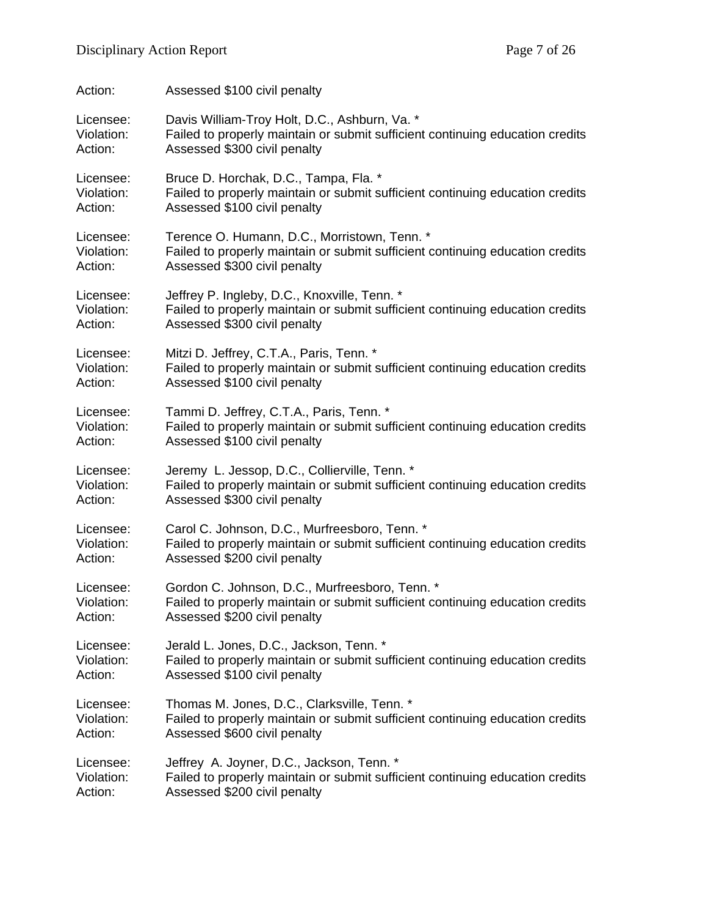Action: Assessed $100 civil penalty

Licensee: Davis William-Troy Holt, D.C., Ashburn, Va. *
Violation: Failed to properly maintain or submit sufficient continuing education credits
Action: Assessed $300 civil penalty

Licensee: Bruce D. Horchak, D.C., Tampa, Fla. *
Violation: Failed to properly maintain or submit sufficient continuing education credits
Action: Assessed $100 civil penalty

Licensee: Terence O. Humann, D.C., Morristown, Tenn. *
Violation: Failed to properly maintain or submit sufficient continuing education credits
Action: Assessed $300 civil penalty

Licensee: Jeffrey P. Ingleby, D.C., Knoxville, Tenn. *
Violation: Failed to properly maintain or submit sufficient continuing education credits
Action: Assessed $300 civil penalty

Licensee: Mitzi D. Jeffrey, C.T.A., Paris, Tenn. *
Violation: Failed to properly maintain or submit sufficient continuing education credits
Action: Assessed $100 civil penalty

Licensee: Tammi D. Jeffrey, C.T.A., Paris, Tenn. *
Violation: Failed to properly maintain or submit sufficient continuing education credits
Action: Assessed $100 civil penalty

Licensee: Jeremy L. Jessop, D.C., Collierville, Tenn. *
Violation: Failed to properly maintain or submit sufficient continuing education credits
Action: Assessed $300 civil penalty

Licensee: Carol C. Johnson, D.C., Murfreesboro, Tenn. *
Violation: Failed to properly maintain or submit sufficient continuing education credits
Action: Assessed $200 civil penalty

Licensee: Gordon C. Johnson, D.C., Murfreesboro, Tenn. *
Violation: Failed to properly maintain or submit sufficient continuing education credits
Action: Assessed $200 civil penalty

Licensee: Jerald L. Jones, D.C., Jackson, Tenn. *
Violation: Failed to properly maintain or submit sufficient continuing education credits
Action: Assessed $100 civil penalty

Licensee: Thomas M. Jones, D.C., Clarksville, Tenn. *
Violation: Failed to properly maintain or submit sufficient continuing education credits
Action: Assessed $600 civil penalty

Licensee: Jeffrey A. Joyner, D.C., Jackson, Tenn. *
Violation: Failed to properly maintain or submit sufficient continuing education credits
Action: Assessed $200 civil penalty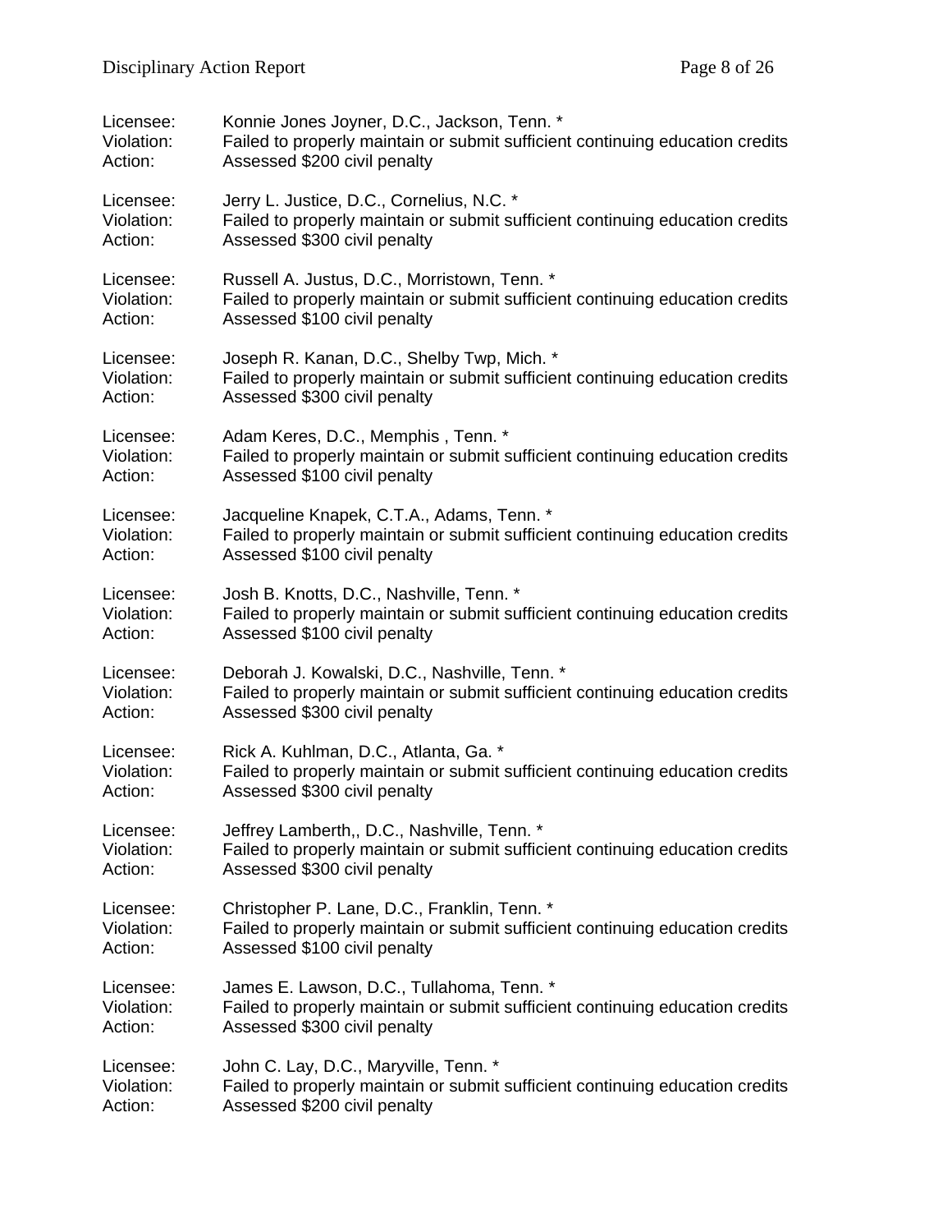Licensee: Konnie Jones Joyner, D.C., Jackson, Tenn. *
Violation: Failed to properly maintain or submit sufficient continuing education credits
Action: Assessed $200 civil penalty

Licensee: Jerry L. Justice, D.C., Cornelius, N.C. *
Violation: Failed to properly maintain or submit sufficient continuing education credits
Action: Assessed $300 civil penalty

Licensee: Russell A. Justus, D.C., Morristown, Tenn. *
Violation: Failed to properly maintain or submit sufficient continuing education credits
Action: Assessed $100 civil penalty

Licensee: Joseph R. Kanan, D.C., Shelby Twp, Mich. *
Violation: Failed to properly maintain or submit sufficient continuing education credits
Action: Assessed $300 civil penalty

Licensee: Adam Keres, D.C., Memphis , Tenn. *
Violation: Failed to properly maintain or submit sufficient continuing education credits
Action: Assessed $100 civil penalty

Licensee: Jacqueline Knapek, C.T.A., Adams, Tenn. *
Violation: Failed to properly maintain or submit sufficient continuing education credits
Action: Assessed $100 civil penalty

Licensee: Josh B. Knotts, D.C., Nashville, Tenn. *
Violation: Failed to properly maintain or submit sufficient continuing education credits
Action: Assessed $100 civil penalty

Licensee: Deborah J. Kowalski, D.C., Nashville, Tenn. *
Violation: Failed to properly maintain or submit sufficient continuing education credits
Action: Assessed $300 civil penalty

Licensee: Rick A. Kuhlman, D.C., Atlanta, Ga. *
Violation: Failed to properly maintain or submit sufficient continuing education credits
Action: Assessed $300 civil penalty

Licensee: Jeffrey Lamberth,, D.C., Nashville, Tenn. *
Violation: Failed to properly maintain or submit sufficient continuing education credits
Action: Assessed $300 civil penalty

Licensee: Christopher P. Lane, D.C., Franklin, Tenn. *
Violation: Failed to properly maintain or submit sufficient continuing education credits
Action: Assessed $100 civil penalty

Licensee: James E. Lawson, D.C., Tullahoma, Tenn. *
Violation: Failed to properly maintain or submit sufficient continuing education credits
Action: Assessed $300 civil penalty

Licensee: John C. Lay, D.C., Maryville, Tenn. *
Violation: Failed to properly maintain or submit sufficient continuing education credits
Action: Assessed $200 civil penalty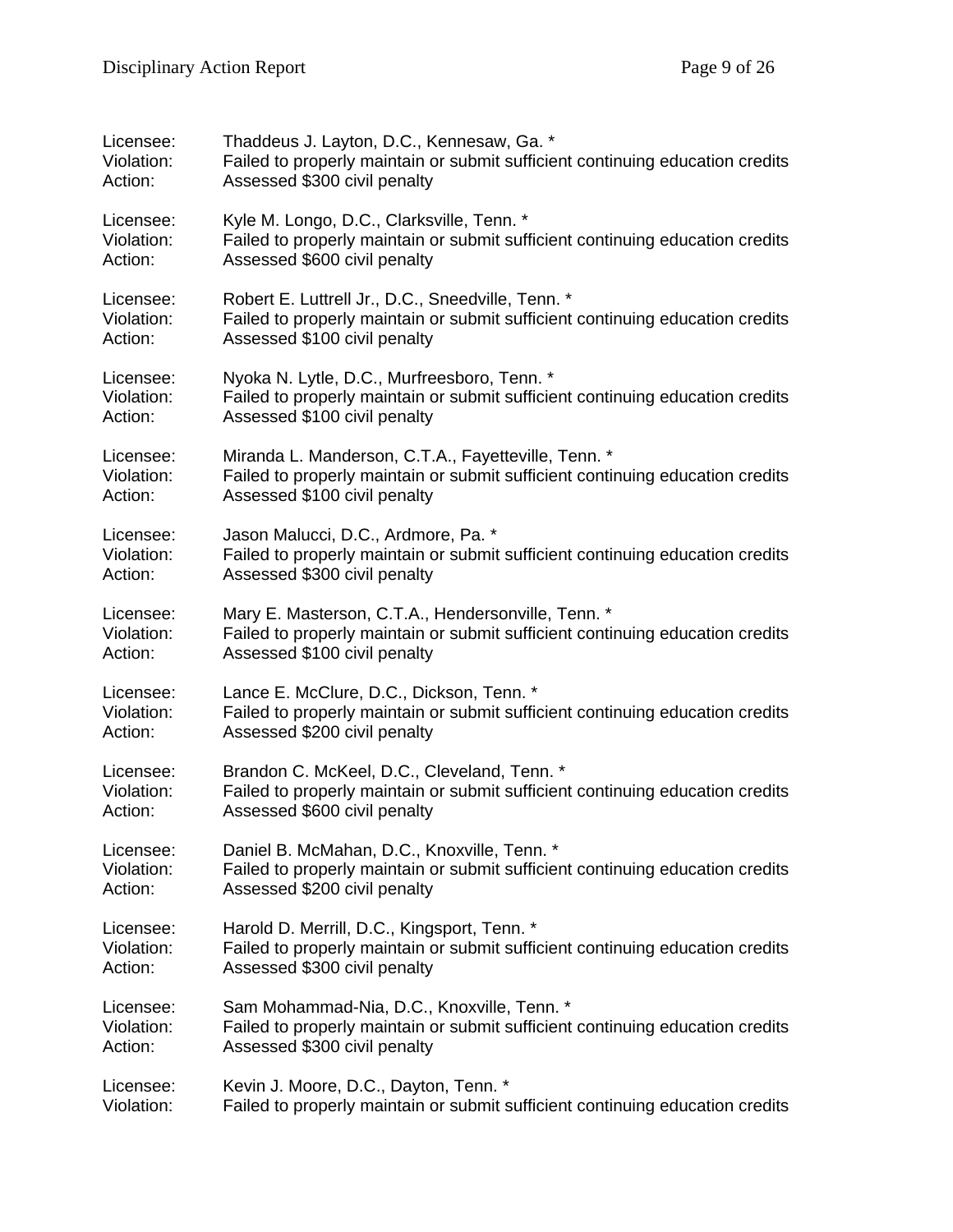Licensee: Thaddeus J. Layton, D.C., Kennesaw, Ga. *
Violation: Failed to properly maintain or submit sufficient continuing education credits
Action: Assessed $300 civil penalty

Licensee: Kyle M. Longo, D.C., Clarksville, Tenn. *
Violation: Failed to properly maintain or submit sufficient continuing education credits
Action: Assessed $600 civil penalty

Licensee: Robert E. Luttrell Jr., D.C., Sneedville, Tenn. *
Violation: Failed to properly maintain or submit sufficient continuing education credits
Action: Assessed $100 civil penalty

Licensee: Nyoka N. Lytle, D.C., Murfreesboro, Tenn. *
Violation: Failed to properly maintain or submit sufficient continuing education credits
Action: Assessed $100 civil penalty

Licensee: Miranda L. Manderson, C.T.A., Fayetteville, Tenn. *
Violation: Failed to properly maintain or submit sufficient continuing education credits
Action: Assessed $100 civil penalty

Licensee: Jason Malucci, D.C., Ardmore, Pa. *
Violation: Failed to properly maintain or submit sufficient continuing education credits
Action: Assessed $300 civil penalty

Licensee: Mary E. Masterson, C.T.A., Hendersonville, Tenn. *
Violation: Failed to properly maintain or submit sufficient continuing education credits
Action: Assessed $100 civil penalty

Licensee: Lance E. McClure, D.C., Dickson, Tenn. *
Violation: Failed to properly maintain or submit sufficient continuing education credits
Action: Assessed $200 civil penalty

Licensee: Brandon C. McKeel, D.C., Cleveland, Tenn. *
Violation: Failed to properly maintain or submit sufficient continuing education credits
Action: Assessed $600 civil penalty

Licensee: Daniel B. McMahan, D.C., Knoxville, Tenn. *
Violation: Failed to properly maintain or submit sufficient continuing education credits
Action: Assessed $200 civil penalty

Licensee: Harold D. Merrill, D.C., Kingsport, Tenn. *
Violation: Failed to properly maintain or submit sufficient continuing education credits
Action: Assessed $300 civil penalty

Licensee: Sam Mohammad-Nia, D.C., Knoxville, Tenn. *
Violation: Failed to properly maintain or submit sufficient continuing education credits
Action: Assessed $300 civil penalty

Licensee: Kevin J. Moore, D.C., Dayton, Tenn. *
Violation: Failed to properly maintain or submit sufficient continuing education credits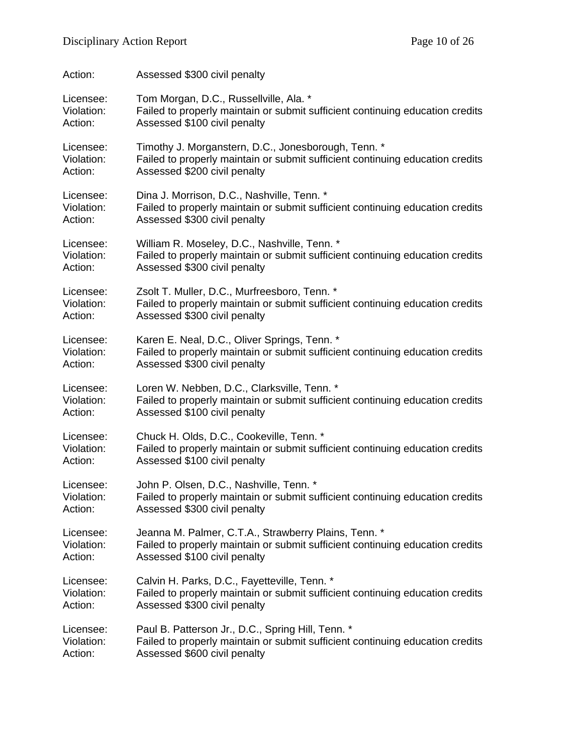Action: Assessed $300 civil penalty

Licensee: Tom Morgan, D.C., Russellville, Ala. *
Violation: Failed to properly maintain or submit sufficient continuing education credits
Action: Assessed $100 civil penalty

Licensee: Timothy J. Morganstern, D.C., Jonesborough, Tenn. *
Violation: Failed to properly maintain or submit sufficient continuing education credits
Action: Assessed $200 civil penalty

Licensee: Dina J. Morrison, D.C., Nashville, Tenn. *
Violation: Failed to properly maintain or submit sufficient continuing education credits
Action: Assessed $300 civil penalty

Licensee: William R. Moseley, D.C., Nashville, Tenn. *
Violation: Failed to properly maintain or submit sufficient continuing education credits
Action: Assessed $300 civil penalty

Licensee: Zsolt T. Muller, D.C., Murfreesboro, Tenn. *
Violation: Failed to properly maintain or submit sufficient continuing education credits
Action: Assessed $300 civil penalty

Licensee: Karen E. Neal, D.C., Oliver Springs, Tenn. *
Violation: Failed to properly maintain or submit sufficient continuing education credits
Action: Assessed $300 civil penalty

Licensee: Loren W. Nebben, D.C., Clarksville, Tenn. *
Violation: Failed to properly maintain or submit sufficient continuing education credits
Action: Assessed $100 civil penalty

Licensee: Chuck H. Olds, D.C., Cookeville, Tenn. *
Violation: Failed to properly maintain or submit sufficient continuing education credits
Action: Assessed $100 civil penalty

Licensee: John P. Olsen, D.C., Nashville, Tenn. *
Violation: Failed to properly maintain or submit sufficient continuing education credits
Action: Assessed $300 civil penalty

Licensee: Jeanna M. Palmer, C.T.A., Strawberry Plains, Tenn. *
Violation: Failed to properly maintain or submit sufficient continuing education credits
Action: Assessed $100 civil penalty

Licensee: Calvin H. Parks, D.C., Fayetteville, Tenn. *
Violation: Failed to properly maintain or submit sufficient continuing education credits
Action: Assessed $300 civil penalty

Licensee: Paul B. Patterson Jr., D.C., Spring Hill, Tenn. *
Violation: Failed to properly maintain or submit sufficient continuing education credits
Action: Assessed $600 civil penalty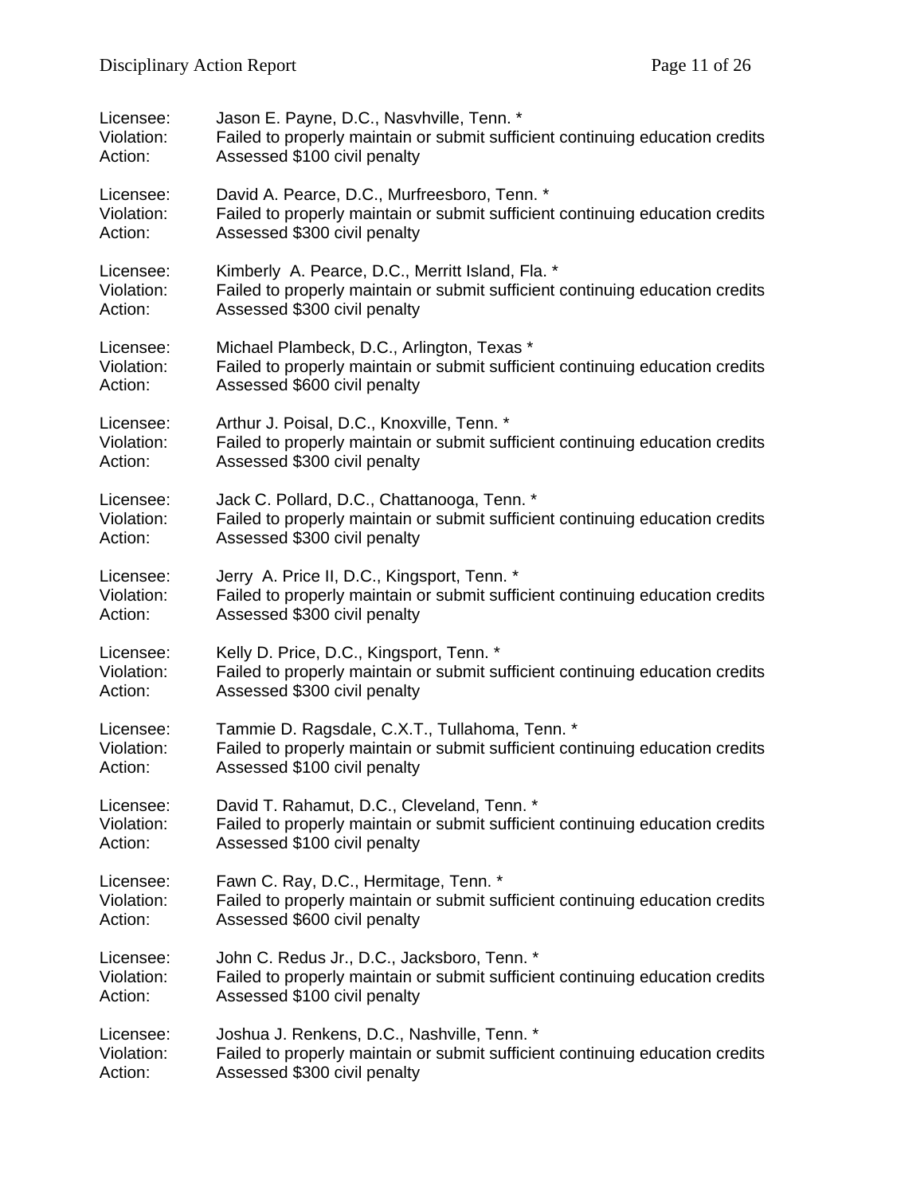Licensee: Jason E. Payne, D.C., Nasvhville, Tenn. *
Violation: Failed to properly maintain or submit sufficient continuing education credits
Action: Assessed $100 civil penalty

Licensee: David A. Pearce, D.C., Murfreesboro, Tenn. *
Violation: Failed to properly maintain or submit sufficient continuing education credits
Action: Assessed $300 civil penalty

Licensee: Kimberly A. Pearce, D.C., Merritt Island, Fla. *
Violation: Failed to properly maintain or submit sufficient continuing education credits
Action: Assessed $300 civil penalty

Licensee: Michael Plambeck, D.C., Arlington, Texas *
Violation: Failed to properly maintain or submit sufficient continuing education credits
Action: Assessed $600 civil penalty

Licensee: Arthur J. Poisal, D.C., Knoxville, Tenn. *
Violation: Failed to properly maintain or submit sufficient continuing education credits
Action: Assessed $300 civil penalty

Licensee: Jack C. Pollard, D.C., Chattanooga, Tenn. *
Violation: Failed to properly maintain or submit sufficient continuing education credits
Action: Assessed $300 civil penalty

Licensee: Jerry A. Price II, D.C., Kingsport, Tenn. *
Violation: Failed to properly maintain or submit sufficient continuing education credits
Action: Assessed $300 civil penalty

Licensee: Kelly D. Price, D.C., Kingsport, Tenn. *
Violation: Failed to properly maintain or submit sufficient continuing education credits
Action: Assessed $300 civil penalty

Licensee: Tammie D. Ragsdale, C.X.T., Tullahoma, Tenn. *
Violation: Failed to properly maintain or submit sufficient continuing education credits
Action: Assessed $100 civil penalty

Licensee: David T. Rahamut, D.C., Cleveland, Tenn. *
Violation: Failed to properly maintain or submit sufficient continuing education credits
Action: Assessed $100 civil penalty

Licensee: Fawn C. Ray, D.C., Hermitage, Tenn. *
Violation: Failed to properly maintain or submit sufficient continuing education credits
Action: Assessed $600 civil penalty

Licensee: John C. Redus Jr., D.C., Jacksboro, Tenn. *
Violation: Failed to properly maintain or submit sufficient continuing education credits
Action: Assessed $100 civil penalty

Licensee: Joshua J. Renkens, D.C., Nashville, Tenn. *
Violation: Failed to properly maintain or submit sufficient continuing education credits
Action: Assessed $300 civil penalty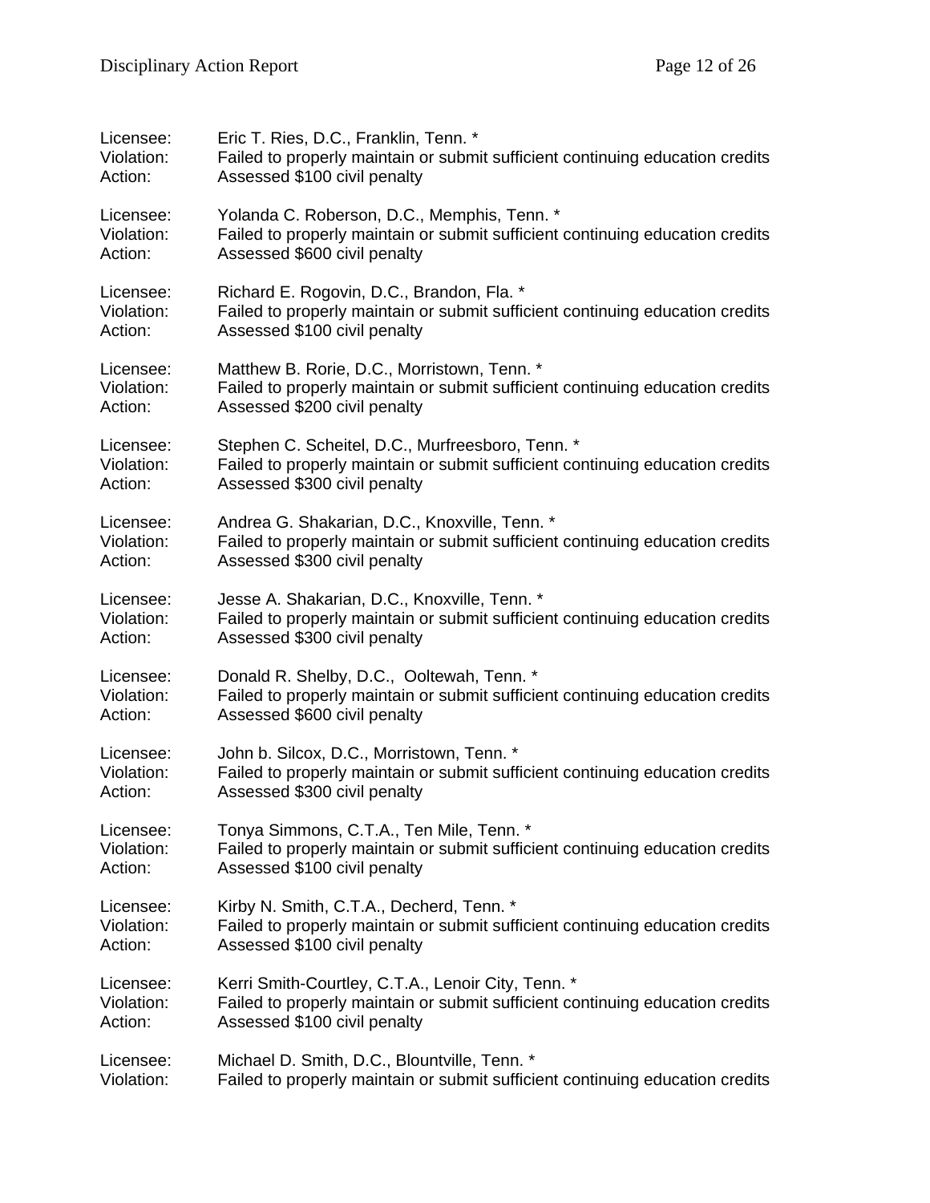Licensee: Eric T. Ries, D.C., Franklin, Tenn. *
Violation: Failed to properly maintain or submit sufficient continuing education credits
Action: Assessed $100 civil penalty

Licensee: Yolanda C. Roberson, D.C., Memphis, Tenn. *
Violation: Failed to properly maintain or submit sufficient continuing education credits
Action: Assessed $600 civil penalty

Licensee: Richard E. Rogovin, D.C., Brandon, Fla. *
Violation: Failed to properly maintain or submit sufficient continuing education credits
Action: Assessed $100 civil penalty

Licensee: Matthew B. Rorie, D.C., Morristown, Tenn. *
Violation: Failed to properly maintain or submit sufficient continuing education credits
Action: Assessed $200 civil penalty

Licensee: Stephen C. Scheitel, D.C., Murfreesboro, Tenn. *
Violation: Failed to properly maintain or submit sufficient continuing education credits
Action: Assessed $300 civil penalty

Licensee: Andrea G. Shakarian, D.C., Knoxville, Tenn. *
Violation: Failed to properly maintain or submit sufficient continuing education credits
Action: Assessed $300 civil penalty

Licensee: Jesse A. Shakarian, D.C., Knoxville, Tenn. *
Violation: Failed to properly maintain or submit sufficient continuing education credits
Action: Assessed $300 civil penalty

Licensee: Donald R. Shelby, D.C., Ooltewah, Tenn. *
Violation: Failed to properly maintain or submit sufficient continuing education credits
Action: Assessed $600 civil penalty

Licensee: John b. Silcox, D.C., Morristown, Tenn. *
Violation: Failed to properly maintain or submit sufficient continuing education credits
Action: Assessed $300 civil penalty

Licensee: Tonya Simmons, C.T.A., Ten Mile, Tenn. *
Violation: Failed to properly maintain or submit sufficient continuing education credits
Action: Assessed $100 civil penalty

Licensee: Kirby N. Smith, C.T.A., Decherd, Tenn. *
Violation: Failed to properly maintain or submit sufficient continuing education credits
Action: Assessed $100 civil penalty

Licensee: Kerri Smith-Courtley, C.T.A., Lenoir City, Tenn. *
Violation: Failed to properly maintain or submit sufficient continuing education credits
Action: Assessed $100 civil penalty

Licensee: Michael D. Smith, D.C., Blountville, Tenn. *
Violation: Failed to properly maintain or submit sufficient continuing education credits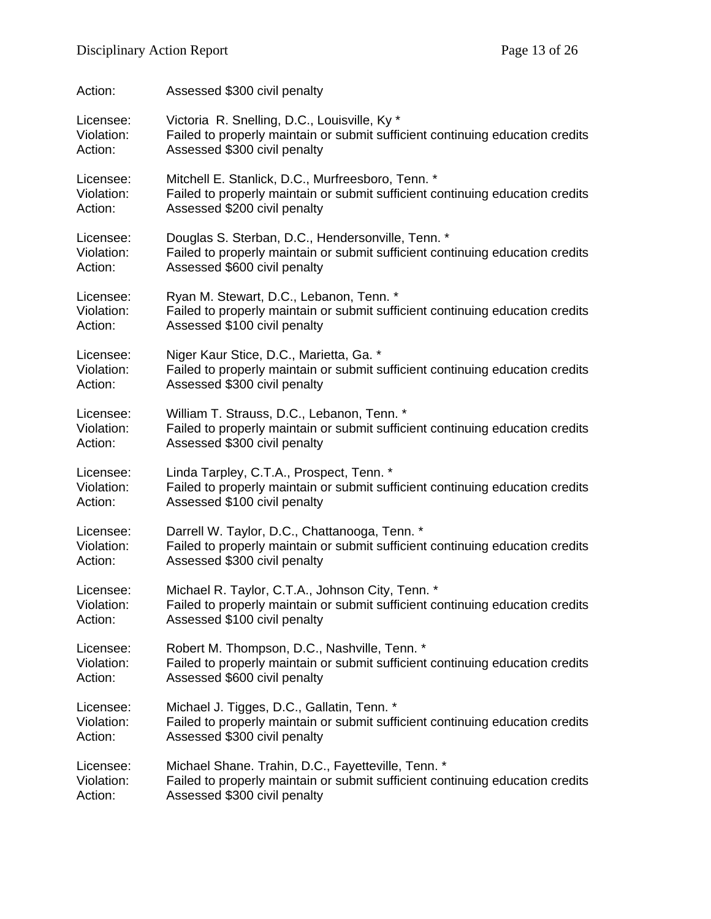Action: Assessed $300 civil penalty

Licensee: Victoria R. Snelling, D.C., Louisville, Ky *
Violation: Failed to properly maintain or submit sufficient continuing education credits
Action: Assessed $300 civil penalty

Licensee: Mitchell E. Stanlick, D.C., Murfreesboro, Tenn. *
Violation: Failed to properly maintain or submit sufficient continuing education credits
Action: Assessed $200 civil penalty

Licensee: Douglas S. Sterban, D.C., Hendersonville, Tenn. *
Violation: Failed to properly maintain or submit sufficient continuing education credits
Action: Assessed $600 civil penalty

Licensee: Ryan M. Stewart, D.C., Lebanon, Tenn. *
Violation: Failed to properly maintain or submit sufficient continuing education credits
Action: Assessed $100 civil penalty

Licensee: Niger Kaur Stice, D.C., Marietta, Ga. *
Violation: Failed to properly maintain or submit sufficient continuing education credits
Action: Assessed $300 civil penalty

Licensee: William T. Strauss, D.C., Lebanon, Tenn. *
Violation: Failed to properly maintain or submit sufficient continuing education credits
Action: Assessed $300 civil penalty

Licensee: Linda Tarpley, C.T.A., Prospect, Tenn. *
Violation: Failed to properly maintain or submit sufficient continuing education credits
Action: Assessed $100 civil penalty

Licensee: Darrell W. Taylor, D.C., Chattanooga, Tenn. *
Violation: Failed to properly maintain or submit sufficient continuing education credits
Action: Assessed $300 civil penalty

Licensee: Michael R. Taylor, C.T.A., Johnson City, Tenn. *
Violation: Failed to properly maintain or submit sufficient continuing education credits
Action: Assessed $100 civil penalty

Licensee: Robert M. Thompson, D.C., Nashville, Tenn. *
Violation: Failed to properly maintain or submit sufficient continuing education credits
Action: Assessed $600 civil penalty

Licensee: Michael J. Tigges, D.C., Gallatin, Tenn. *
Violation: Failed to properly maintain or submit sufficient continuing education credits
Action: Assessed $300 civil penalty

Licensee: Michael Shane. Trahin, D.C., Fayetteville, Tenn. *
Violation: Failed to properly maintain or submit sufficient continuing education credits
Action: Assessed $300 civil penalty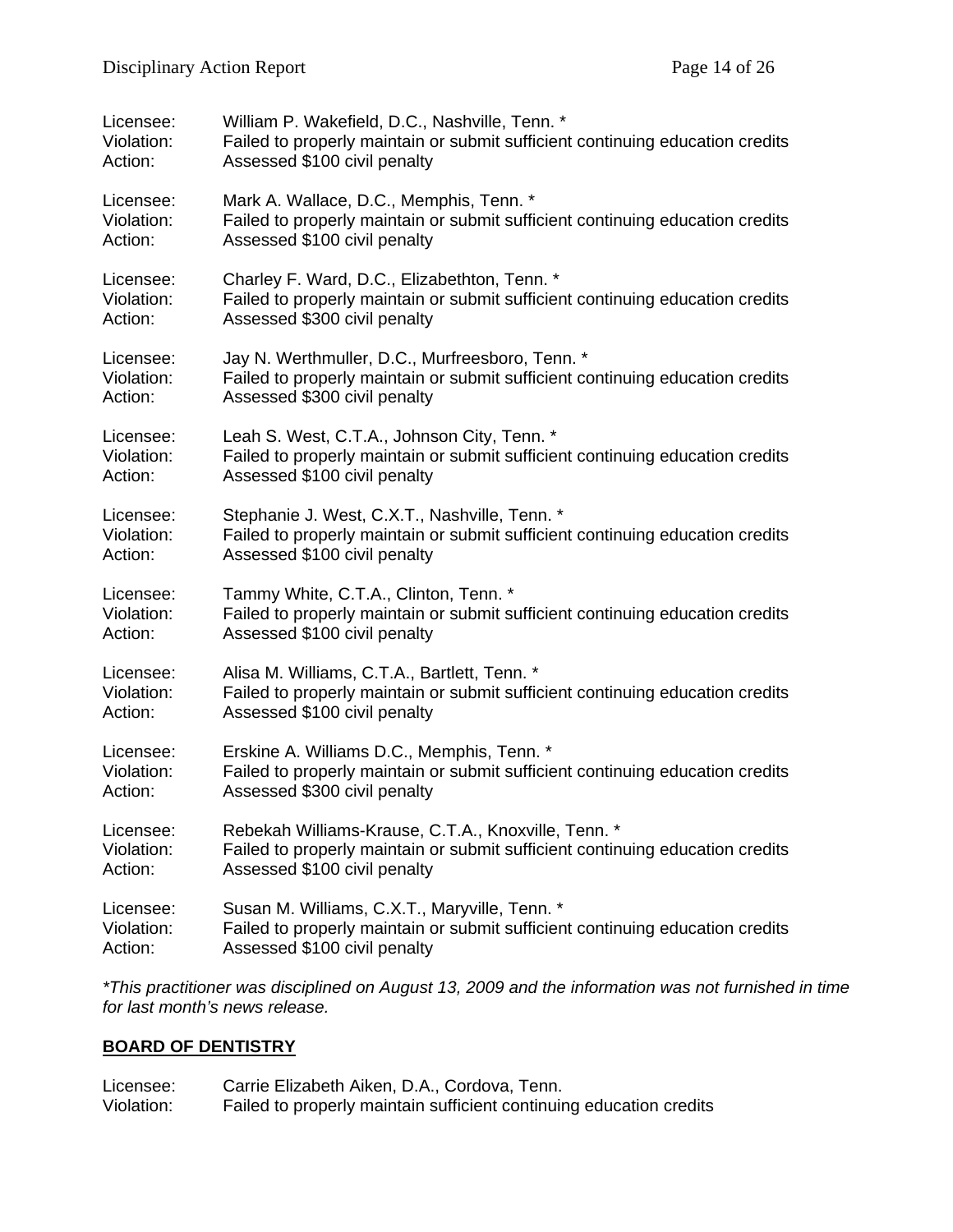Licensee: William P. Wakefield, D.C., Nashville, Tenn. *
Violation: Failed to properly maintain or submit sufficient continuing education credits
Action: Assessed $100 civil penalty

Licensee: Mark A. Wallace, D.C., Memphis, Tenn. *
Violation: Failed to properly maintain or submit sufficient continuing education credits
Action: Assessed $100 civil penalty

Licensee: Charley F. Ward, D.C., Elizabethton, Tenn. *
Violation: Failed to properly maintain or submit sufficient continuing education credits
Action: Assessed $300 civil penalty

Licensee: Jay N. Werthmuller, D.C., Murfreesboro, Tenn. *
Violation: Failed to properly maintain or submit sufficient continuing education credits
Action: Assessed $300 civil penalty

Licensee: Leah S. West, C.T.A., Johnson City, Tenn. *
Violation: Failed to properly maintain or submit sufficient continuing education credits
Action: Assessed $100 civil penalty

Licensee: Stephanie J. West, C.X.T., Nashville, Tenn. *
Violation: Failed to properly maintain or submit sufficient continuing education credits
Action: Assessed $100 civil penalty

Licensee: Tammy White, C.T.A., Clinton, Tenn. *
Violation: Failed to properly maintain or submit sufficient continuing education credits
Action: Assessed $100 civil penalty

Licensee: Alisa M. Williams, C.T.A., Bartlett, Tenn. *
Violation: Failed to properly maintain or submit sufficient continuing education credits
Action: Assessed $100 civil penalty

Licensee: Erskine A. Williams D.C., Memphis, Tenn. *
Violation: Failed to properly maintain or submit sufficient continuing education credits
Action: Assessed $300 civil penalty

Licensee: Rebekah Williams-Krause, C.T.A., Knoxville, Tenn. *
Violation: Failed to properly maintain or submit sufficient continuing education credits
Action: Assessed $100 civil penalty

Licensee: Susan M. Williams, C.X.T., Maryville, Tenn. *
Violation: Failed to properly maintain or submit sufficient continuing education credits
Action: Assessed $100 civil penalty

*\*This practitioner was disciplined on August 13, 2009 and the information was not furnished in time for last month's news release.*

## BOARD OF DENTISTRY

Licensee: Carrie Elizabeth Aiken, D.A., Cordova, Tenn.
Violation: Failed to properly maintain sufficient continuing education credits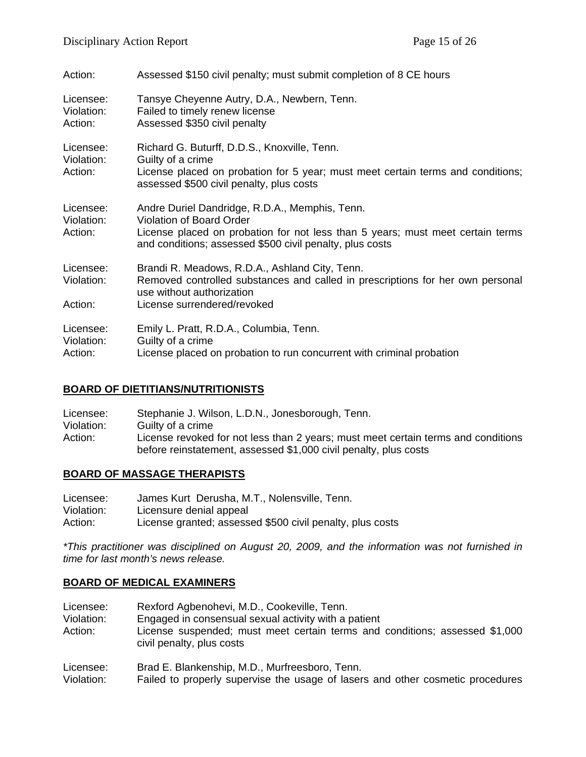Action: Assessed $150 civil penalty; must submit completion of 8 CE hours

Licensee: Tansye Cheyenne Autry, D.A., Newbern, Tenn.
Violation: Failed to timely renew license
Action: Assessed $350 civil penalty

Licensee: Richard G. Buturff, D.D.S., Knoxville, Tenn.
Violation: Guilty of a crime
Action: License placed on probation for 5 year; must meet certain terms and conditions; assessed $500 civil penalty, plus costs

Licensee: Andre Duriel Dandridge, R.D.A., Memphis, Tenn.
Violation: Violation of Board Order
Action: License placed on probation for not less than 5 years; must meet certain terms and conditions; assessed $500 civil penalty, plus costs

Licensee: Brandi R. Meadows, R.D.A., Ashland City, Tenn.
Violation: Removed controlled substances and called in prescriptions for her own personal use without authorization
Action: License surrendered/revoked

Licensee: Emily L. Pratt, R.D.A., Columbia, Tenn.
Violation: Guilty of a crime
Action: License placed on probation to run concurrent with criminal probation

## BOARD OF DIETITIANS/NUTRITIONISTS

Licensee: Stephanie J. Wilson, L.D.N., Jonesborough, Tenn.
Violation: Guilty of a crime
Action: License revoked for not less than 2 years; must meet certain terms and conditions before reinstatement, assessed $1,000 civil penalty, plus costs

## BOARD OF MASSAGE THERAPISTS

Licensee: James Kurt Derusha, M.T., Nolensville, Tenn.
Violation: Licensure denial appeal
Action: License granted; assessed $500 civil penalty, plus costs

*\*This practitioner was disciplined on August 20, 2009, and the information was not furnished in time for last month's news release.*

## BOARD OF MEDICAL EXAMINERS

Licensee: Rexford Agbenohevi, M.D., Cookeville, Tenn.
Violation: Engaged in consensual sexual activity with a patient
Action: License suspended; must meet certain terms and conditions; assessed $1,000 civil penalty, plus costs

Licensee: Brad E. Blankenship, M.D., Murfreesboro, Tenn.
Violation: Failed to properly supervise the usage of lasers and other cosmetic procedures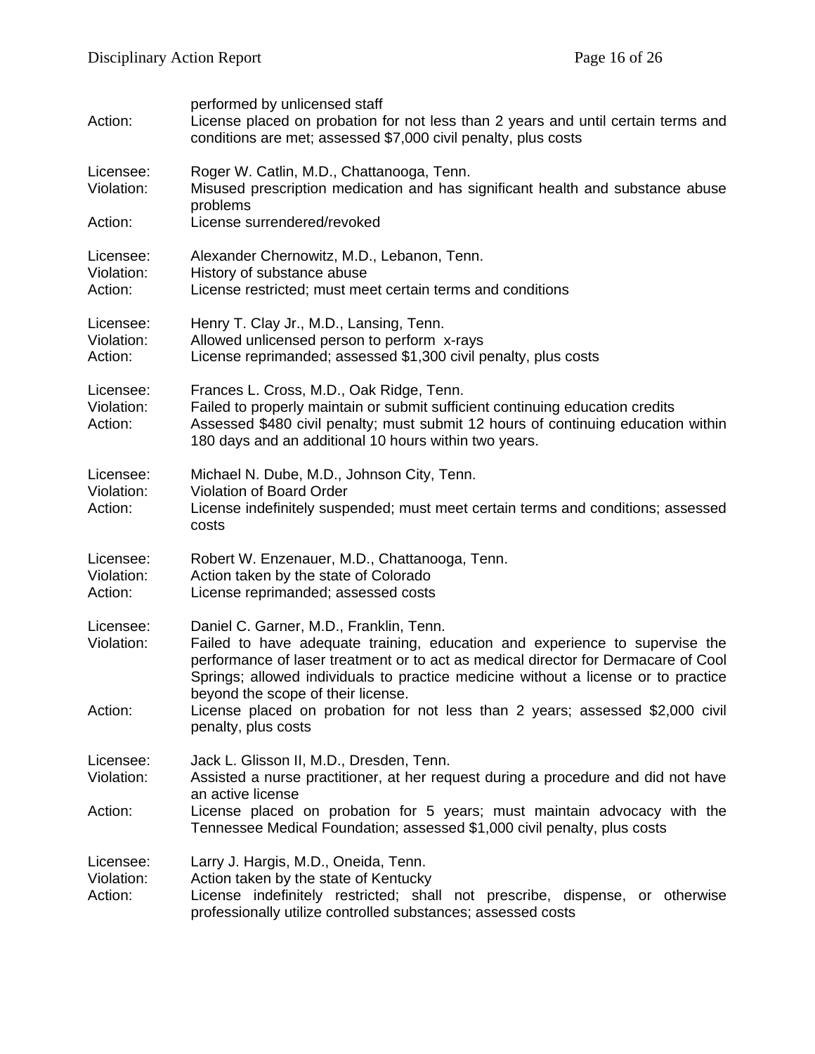performed by unlicensed staff

Action: License placed on probation for not less than 2 years and until certain terms and conditions are met; assessed $7,000 civil penalty, plus costs

Licensee: Roger W. Catlin, M.D., Chattanooga, Tenn.
Violation: Misused prescription medication and has significant health and substance abuse problems
Action: License surrendered/revoked

Licensee: Alexander Chernowitz, M.D., Lebanon, Tenn.
Violation: History of substance abuse
Action: License restricted; must meet certain terms and conditions

Licensee: Henry T. Clay Jr., M.D., Lansing, Tenn.
Violation: Allowed unlicensed person to perform x-rays
Action: License reprimanded; assessed $1,300 civil penalty, plus costs

Licensee: Frances L. Cross, M.D., Oak Ridge, Tenn.
Violation: Failed to properly maintain or submit sufficient continuing education credits
Action: Assessed $480 civil penalty; must submit 12 hours of continuing education within 180 days and an additional 10 hours within two years.

Licensee: Michael N. Dube, M.D., Johnson City, Tenn.
Violation: Violation of Board Order
Action: License indefinitely suspended; must meet certain terms and conditions; assessed costs

Licensee: Robert W. Enzenauer, M.D., Chattanooga, Tenn.
Violation: Action taken by the state of Colorado
Action: License reprimanded; assessed costs

Licensee: Daniel C. Garner, M.D., Franklin, Tenn.
Violation: Failed to have adequate training, education and experience to supervise the performance of laser treatment or to act as medical director for Dermacare of Cool Springs; allowed individuals to practice medicine without a license or to practice beyond the scope of their license.
Action: License placed on probation for not less than 2 years; assessed $2,000 civil penalty, plus costs

Licensee: Jack L. Glisson II, M.D., Dresden, Tenn.
Violation: Assisted a nurse practitioner, at her request during a procedure and did not have an active license
Action: License placed on probation for 5 years; must maintain advocacy with the Tennessee Medical Foundation; assessed $1,000 civil penalty, plus costs

Licensee: Larry J. Hargis, M.D., Oneida, Tenn.
Violation: Action taken by the state of Kentucky
Action: License indefinitely restricted; shall not prescribe, dispense, or otherwise professionally utilize controlled substances; assessed costs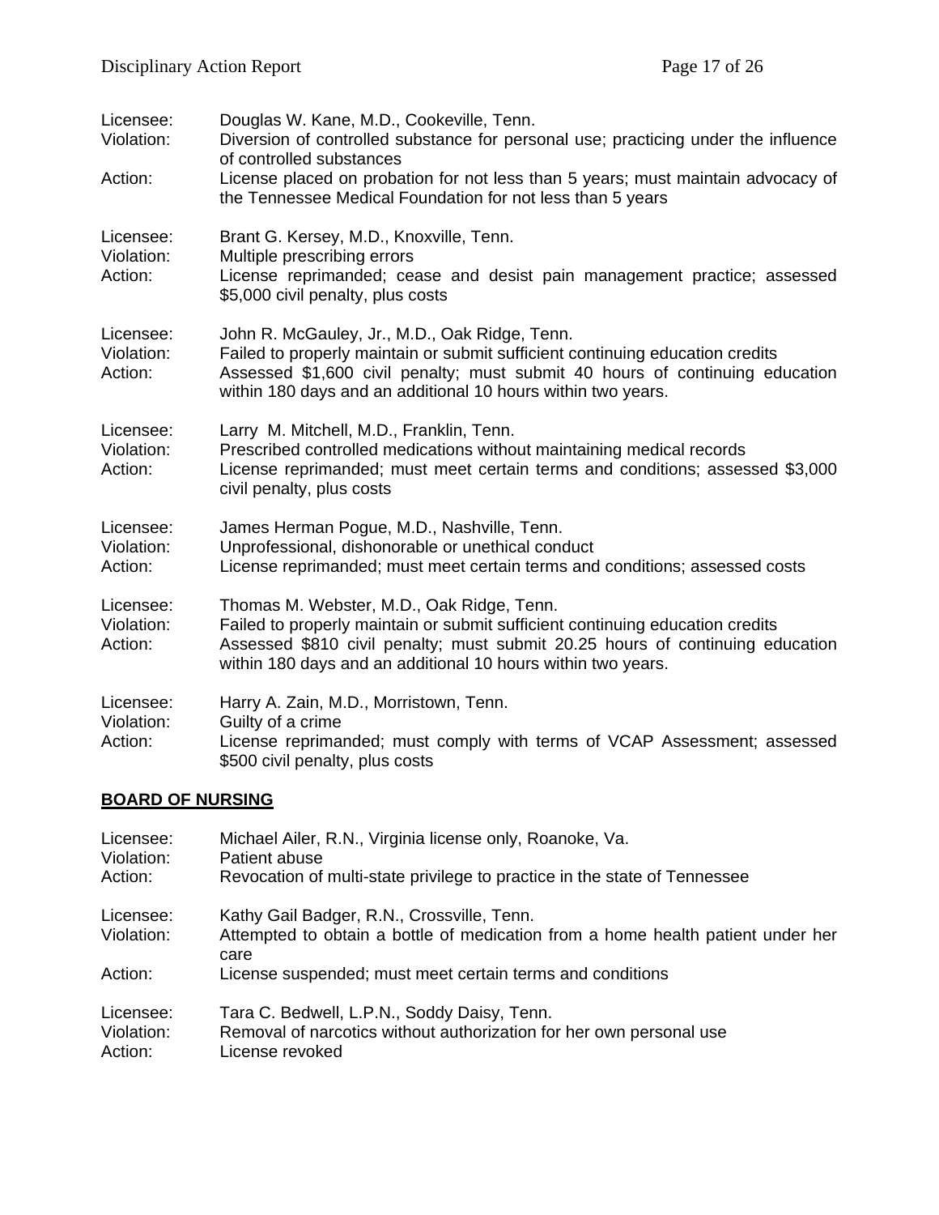Licensee: Douglas W. Kane, M.D., Cookeville, Tenn.
Violation: Diversion of controlled substance for personal use; practicing under the influence of controlled substances
Action: License placed on probation for not less than 5 years; must maintain advocacy of the Tennessee Medical Foundation for not less than 5 years

Licensee: Brant G. Kersey, M.D., Knoxville, Tenn.
Violation: Multiple prescribing errors
Action: License reprimanded; cease and desist pain management practice; assessed $5,000 civil penalty, plus costs

Licensee: John R. McGauley, Jr., M.D., Oak Ridge, Tenn.
Violation: Failed to properly maintain or submit sufficient continuing education credits
Action: Assessed $1,600 civil penalty; must submit 40 hours of continuing education within 180 days and an additional 10 hours within two years.

Licensee: Larry M. Mitchell, M.D., Franklin, Tenn.
Violation: Prescribed controlled medications without maintaining medical records
Action: License reprimanded; must meet certain terms and conditions; assessed $3,000 civil penalty, plus costs

Licensee: James Herman Pogue, M.D., Nashville, Tenn.
Violation: Unprofessional, dishonorable or unethical conduct
Action: License reprimanded; must meet certain terms and conditions; assessed costs

Licensee: Thomas M. Webster, M.D., Oak Ridge, Tenn.
Violation: Failed to properly maintain or submit sufficient continuing education credits
Action: Assessed $810 civil penalty; must submit 20.25 hours of continuing education within 180 days and an additional 10 hours within two years.

Licensee: Harry A. Zain, M.D., Morristown, Tenn.
Violation: Guilty of a crime
Action: License reprimanded; must comply with terms of VCAP Assessment; assessed $500 civil penalty, plus costs

## BOARD OF NURSING

Licensee: Michael Ailer, R.N., Virginia license only, Roanoke, Va.
Violation: Patient abuse
Action: Revocation of multi-state privilege to practice in the state of Tennessee

Licensee: Kathy Gail Badger, R.N., Crossville, Tenn.
Violation: Attempted to obtain a bottle of medication from a home health patient under her care
Action: License suspended; must meet certain terms and conditions

Licensee: Tara C. Bedwell, L.P.N., Soddy Daisy, Tenn.
Violation: Removal of narcotics without authorization for her own personal use
Action: License revoked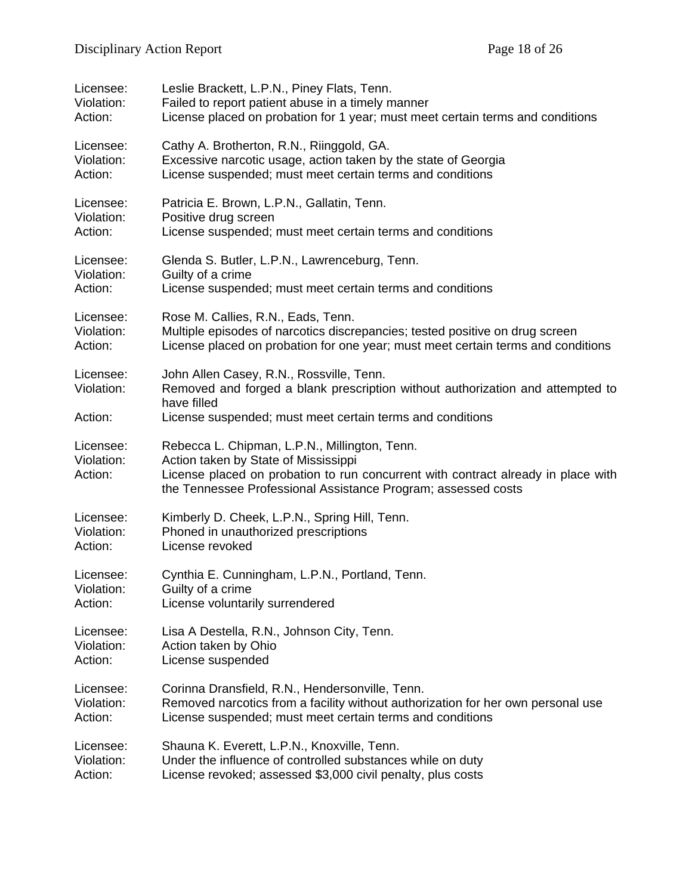Licensee: Leslie Brackett, L.P.N., Piney Flats, Tenn.
Violation: Failed to report patient abuse in a timely manner
Action: License placed on probation for 1 year; must meet certain terms and conditions

Licensee: Cathy A. Brotherton, R.N., Riinggold, GA.
Violation: Excessive narcotic usage, action taken by the state of Georgia
Action: License suspended; must meet certain terms and conditions

Licensee: Patricia E. Brown, L.P.N., Gallatin, Tenn.
Violation: Positive drug screen
Action: License suspended; must meet certain terms and conditions

Licensee: Glenda S. Butler, L.P.N., Lawrenceburg, Tenn.
Violation: Guilty of a crime
Action: License suspended; must meet certain terms and conditions

Licensee: Rose M. Callies, R.N., Eads, Tenn.
Violation: Multiple episodes of narcotics discrepancies; tested positive on drug screen
Action: License placed on probation for one year; must meet certain terms and conditions

Licensee: John Allen Casey, R.N., Rossville, Tenn.
Violation: Removed and forged a blank prescription without authorization and attempted to have filled
Action: License suspended; must meet certain terms and conditions

Licensee: Rebecca L. Chipman, L.P.N., Millington, Tenn.
Violation: Action taken by State of Mississippi
Action: License placed on probation to run concurrent with contract already in place with the Tennessee Professional Assistance Program; assessed costs

Licensee: Kimberly D. Cheek, L.P.N., Spring Hill, Tenn.
Violation: Phoned in unauthorized prescriptions
Action: License revoked

Licensee: Cynthia E. Cunningham, L.P.N., Portland, Tenn.
Violation: Guilty of a crime
Action: License voluntarily surrendered

Licensee: Lisa A Destella, R.N., Johnson City, Tenn.
Violation: Action taken by Ohio
Action: License suspended

Licensee: Corinna Dransfield, R.N., Hendersonville, Tenn.
Violation: Removed narcotics from a facility without authorization for her own personal use
Action: License suspended; must meet certain terms and conditions

Licensee: Shauna K. Everett, L.P.N., Knoxville, Tenn.
Violation: Under the influence of controlled substances while on duty
Action: License revoked; assessed $3,000 civil penalty, plus costs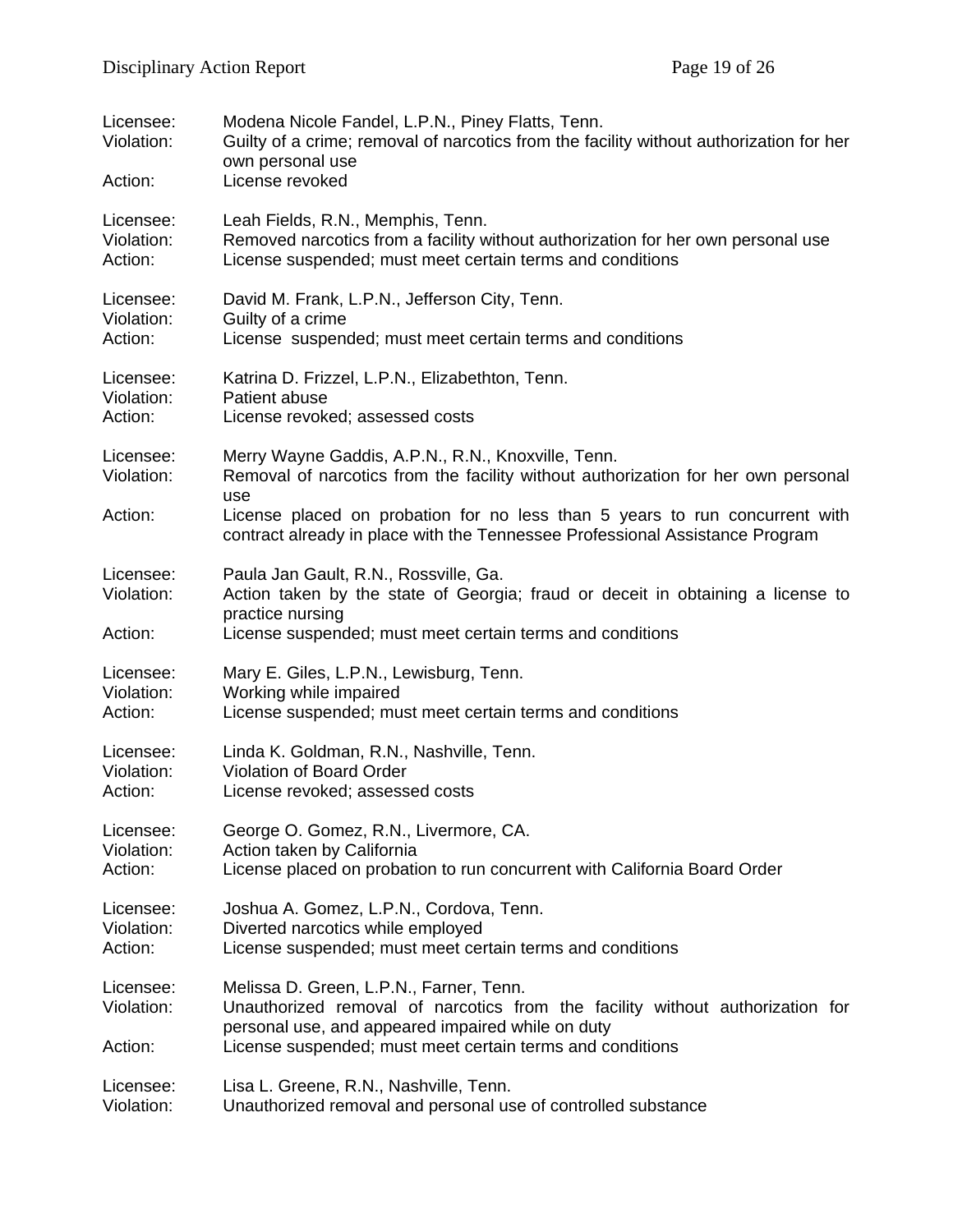Licensee: Modena Nicole Fandel, L.P.N., Piney Flatts, Tenn.
Violation: Guilty of a crime; removal of narcotics from the facility without authorization for her own personal use
Action: License revoked

Licensee: Leah Fields, R.N., Memphis, Tenn.
Violation: Removed narcotics from a facility without authorization for her own personal use
Action: License suspended; must meet certain terms and conditions

Licensee: David M. Frank, L.P.N., Jefferson City, Tenn.
Violation: Guilty of a crime
Action: License suspended; must meet certain terms and conditions

Licensee: Katrina D. Frizzel, L.P.N., Elizabethton, Tenn.
Violation: Patient abuse
Action: License revoked; assessed costs

Licensee: Merry Wayne Gaddis, A.P.N., R.N., Knoxville, Tenn.
Violation: Removal of narcotics from the facility without authorization for her own personal use
Action: License placed on probation for no less than 5 years to run concurrent with contract already in place with the Tennessee Professional Assistance Program

Licensee: Paula Jan Gault, R.N., Rossville, Ga.
Violation: Action taken by the state of Georgia; fraud or deceit in obtaining a license to practice nursing
Action: License suspended; must meet certain terms and conditions

Licensee: Mary E. Giles, L.P.N., Lewisburg, Tenn.
Violation: Working while impaired
Action: License suspended; must meet certain terms and conditions

Licensee: Linda K. Goldman, R.N., Nashville, Tenn.
Violation: Violation of Board Order
Action: License revoked; assessed costs

Licensee: George O. Gomez, R.N., Livermore, CA.
Violation: Action taken by California
Action: License placed on probation to run concurrent with California Board Order

Licensee: Joshua A. Gomez, L.P.N., Cordova, Tenn.
Violation: Diverted narcotics while employed
Action: License suspended; must meet certain terms and conditions

Licensee: Melissa D. Green, L.P.N., Farner, Tenn.
Violation: Unauthorized removal of narcotics from the facility without authorization for personal use, and appeared impaired while on duty
Action: License suspended; must meet certain terms and conditions

Licensee: Lisa L. Greene, R.N., Nashville, Tenn.
Violation: Unauthorized removal and personal use of controlled substance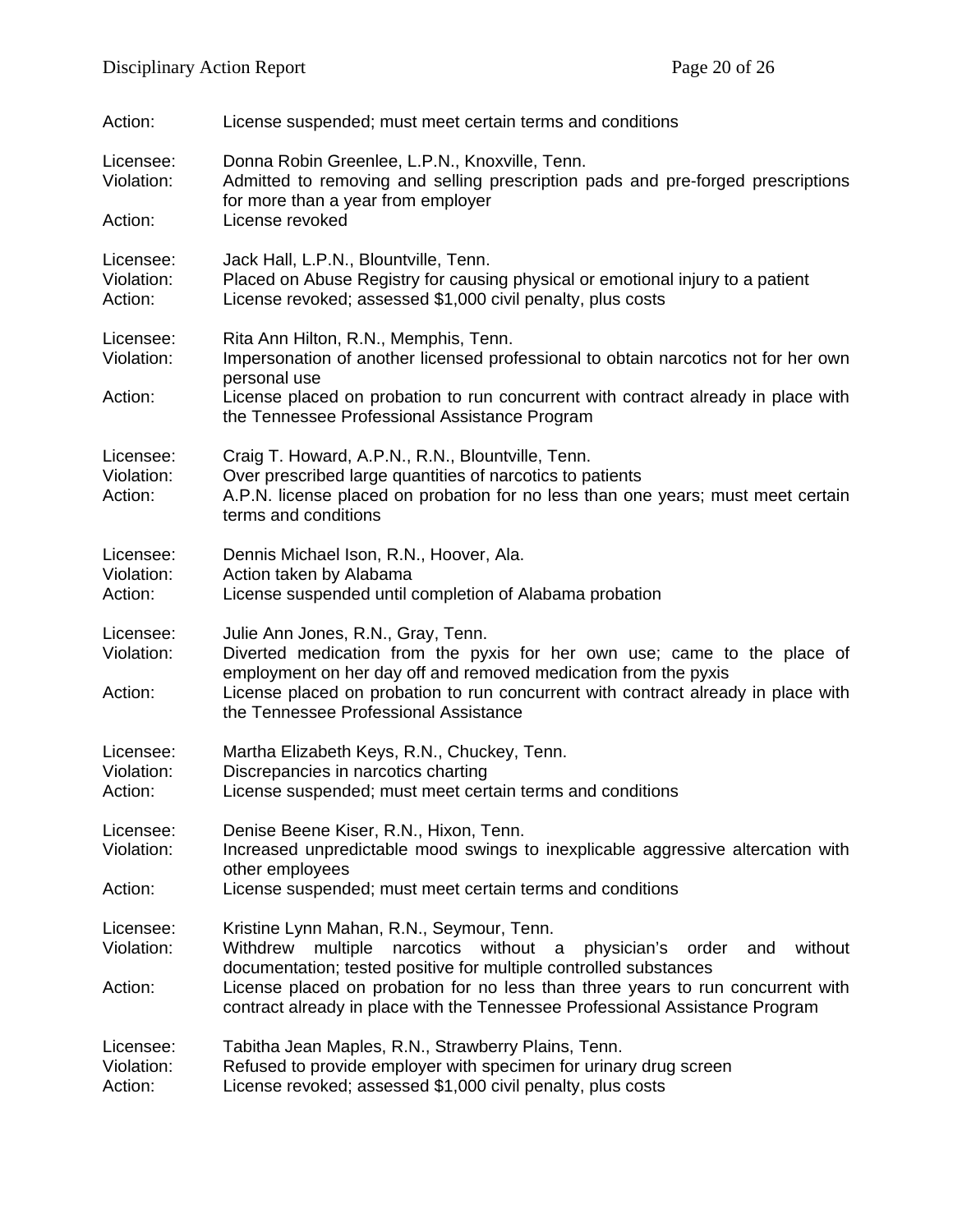Action: License suspended; must meet certain terms and conditions

Licensee: Donna Robin Greenlee, L.P.N., Knoxville, Tenn.
Violation: Admitted to removing and selling prescription pads and pre-forged prescriptions for more than a year from employer
Action: License revoked

Licensee: Jack Hall, L.P.N., Blountville, Tenn.
Violation: Placed on Abuse Registry for causing physical or emotional injury to a patient
Action: License revoked; assessed $1,000 civil penalty, plus costs

Licensee: Rita Ann Hilton, R.N., Memphis, Tenn.
Violation: Impersonation of another licensed professional to obtain narcotics not for her own personal use
Action: License placed on probation to run concurrent with contract already in place with the Tennessee Professional Assistance Program

Licensee: Craig T. Howard, A.P.N., R.N., Blountville, Tenn.
Violation: Over prescribed large quantities of narcotics to patients
Action: A.P.N. license placed on probation for no less than one years; must meet certain terms and conditions

Licensee: Dennis Michael Ison, R.N., Hoover, Ala.
Violation: Action taken by Alabama
Action: License suspended until completion of Alabama probation

Licensee: Julie Ann Jones, R.N., Gray, Tenn.
Violation: Diverted medication from the pyxis for her own use; came to the place of employment on her day off and removed medication from the pyxis
Action: License placed on probation to run concurrent with contract already in place with the Tennessee Professional Assistance

Licensee: Martha Elizabeth Keys, R.N., Chuckey, Tenn.
Violation: Discrepancies in narcotics charting
Action: License suspended; must meet certain terms and conditions

Licensee: Denise Beene Kiser, R.N., Hixon, Tenn.
Violation: Increased unpredictable mood swings to inexplicable aggressive altercation with other employees
Action: License suspended; must meet certain terms and conditions

Licensee: Kristine Lynn Mahan, R.N., Seymour, Tenn.
Violation: Withdrew multiple narcotics without a physician's order and without documentation; tested positive for multiple controlled substances
Action: License placed on probation for no less than three years to run concurrent with contract already in place with the Tennessee Professional Assistance Program

Licensee: Tabitha Jean Maples, R.N., Strawberry Plains, Tenn.
Violation: Refused to provide employer with specimen for urinary drug screen
Action: License revoked; assessed $1,000 civil penalty, plus costs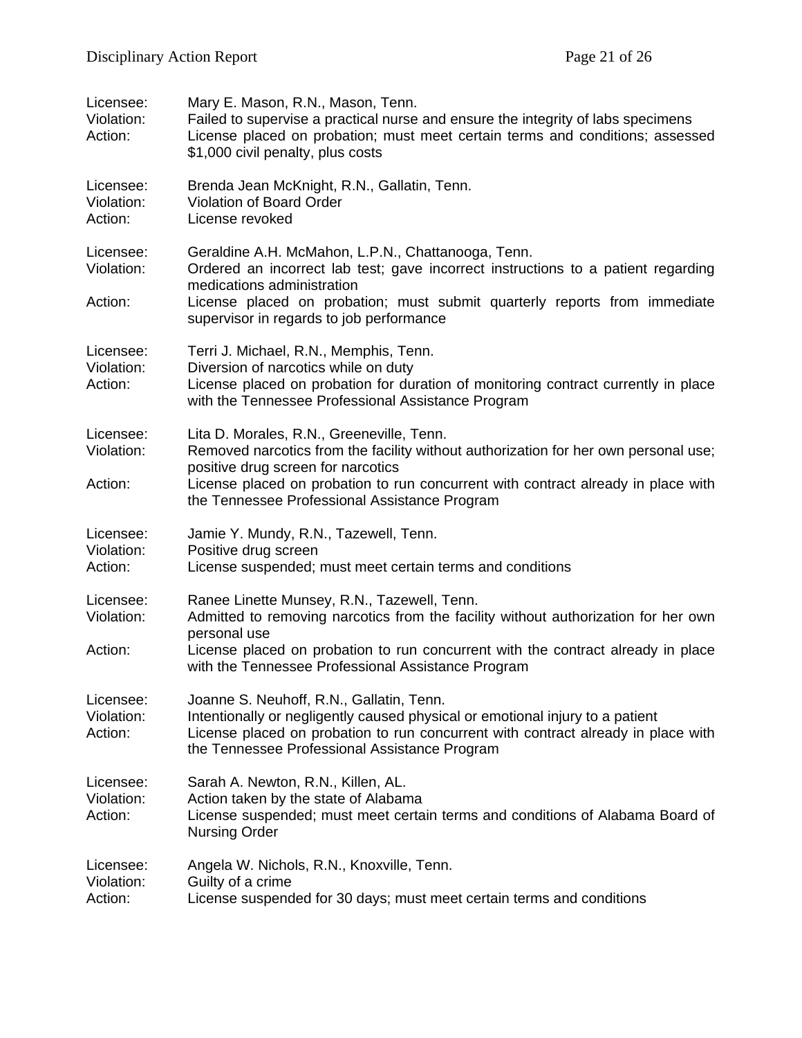Licensee: Mary E. Mason, R.N., Mason, Tenn.
Violation: Failed to supervise a practical nurse and ensure the integrity of labs specimens
Action: License placed on probation; must meet certain terms and conditions; assessed $1,000 civil penalty, plus costs

Licensee: Brenda Jean McKnight, R.N., Gallatin, Tenn.
Violation: Violation of Board Order
Action: License revoked

Licensee: Geraldine A.H. McMahon, L.P.N., Chattanooga, Tenn.
Violation: Ordered an incorrect lab test; gave incorrect instructions to a patient regarding medications administration
Action: License placed on probation; must submit quarterly reports from immediate supervisor in regards to job performance

Licensee: Terri J. Michael, R.N., Memphis, Tenn.
Violation: Diversion of narcotics while on duty
Action: License placed on probation for duration of monitoring contract currently in place with the Tennessee Professional Assistance Program

Licensee: Lita D. Morales, R.N., Greeneville, Tenn.
Violation: Removed narcotics from the facility without authorization for her own personal use; positive drug screen for narcotics
Action: License placed on probation to run concurrent with contract already in place with the Tennessee Professional Assistance Program

Licensee: Jamie Y. Mundy, R.N., Tazewell, Tenn.
Violation: Positive drug screen
Action: License suspended; must meet certain terms and conditions

Licensee: Ranee Linette Munsey, R.N., Tazewell, Tenn.
Violation: Admitted to removing narcotics from the facility without authorization for her own personal use
Action: License placed on probation to run concurrent with the contract already in place with the Tennessee Professional Assistance Program

Licensee: Joanne S. Neuhoff, R.N., Gallatin, Tenn.
Violation: Intentionally or negligently caused physical or emotional injury to a patient
Action: License placed on probation to run concurrent with contract already in place with the Tennessee Professional Assistance Program

Licensee: Sarah A. Newton, R.N., Killen, AL.
Violation: Action taken by the state of Alabama
Action: License suspended; must meet certain terms and conditions of Alabama Board of Nursing Order

Licensee: Angela W. Nichols, R.N., Knoxville, Tenn.
Violation: Guilty of a crime
Action: License suspended for 30 days; must meet certain terms and conditions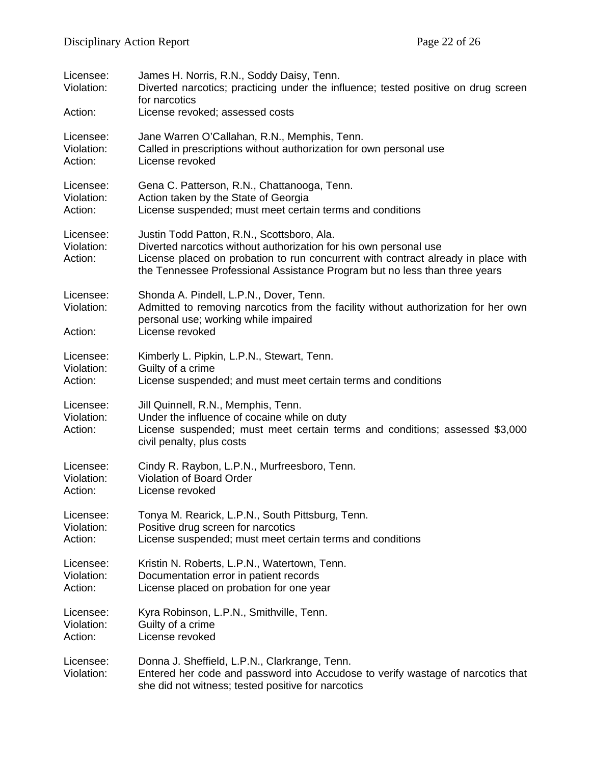Licensee: James H. Norris, R.N., Soddy Daisy, Tenn.
Violation: Diverted narcotics; practicing under the influence; tested positive on drug screen for narcotics
Action: License revoked; assessed costs

Licensee: Jane Warren O'Callahan, R.N., Memphis, Tenn.
Violation: Called in prescriptions without authorization for own personal use
Action: License revoked

Licensee: Gena C. Patterson, R.N., Chattanooga, Tenn.
Violation: Action taken by the State of Georgia
Action: License suspended; must meet certain terms and conditions

Licensee: Justin Todd Patton, R.N., Scottsboro, Ala.
Violation: Diverted narcotics without authorization for his own personal use
Action: License placed on probation to run concurrent with contract already in place with the Tennessee Professional Assistance Program but no less than three years

Licensee: Shonda A. Pindell, L.P.N., Dover, Tenn.
Violation: Admitted to removing narcotics from the facility without authorization for her own personal use; working while impaired
Action: License revoked

Licensee: Kimberly L. Pipkin, L.P.N., Stewart, Tenn.
Violation: Guilty of a crime
Action: License suspended; and must meet certain terms and conditions

Licensee: Jill Quinnell, R.N., Memphis, Tenn.
Violation: Under the influence of cocaine while on duty
Action: License suspended; must meet certain terms and conditions; assessed $3,000 civil penalty, plus costs

Licensee: Cindy R. Raybon, L.P.N., Murfreesboro, Tenn.
Violation: Violation of Board Order
Action: License revoked

Licensee: Tonya M. Rearick, L.P.N., South Pittsburg, Tenn.
Violation: Positive drug screen for narcotics
Action: License suspended; must meet certain terms and conditions

Licensee: Kristin N. Roberts, L.P.N., Watertown, Tenn.
Violation: Documentation error in patient records
Action: License placed on probation for one year

Licensee: Kyra Robinson, L.P.N., Smithville, Tenn.
Violation: Guilty of a crime
Action: License revoked

Licensee: Donna J. Sheffield, L.P.N., Clarkrange, Tenn.
Violation: Entered her code and password into Accudose to verify wastage of narcotics that she did not witness; tested positive for narcotics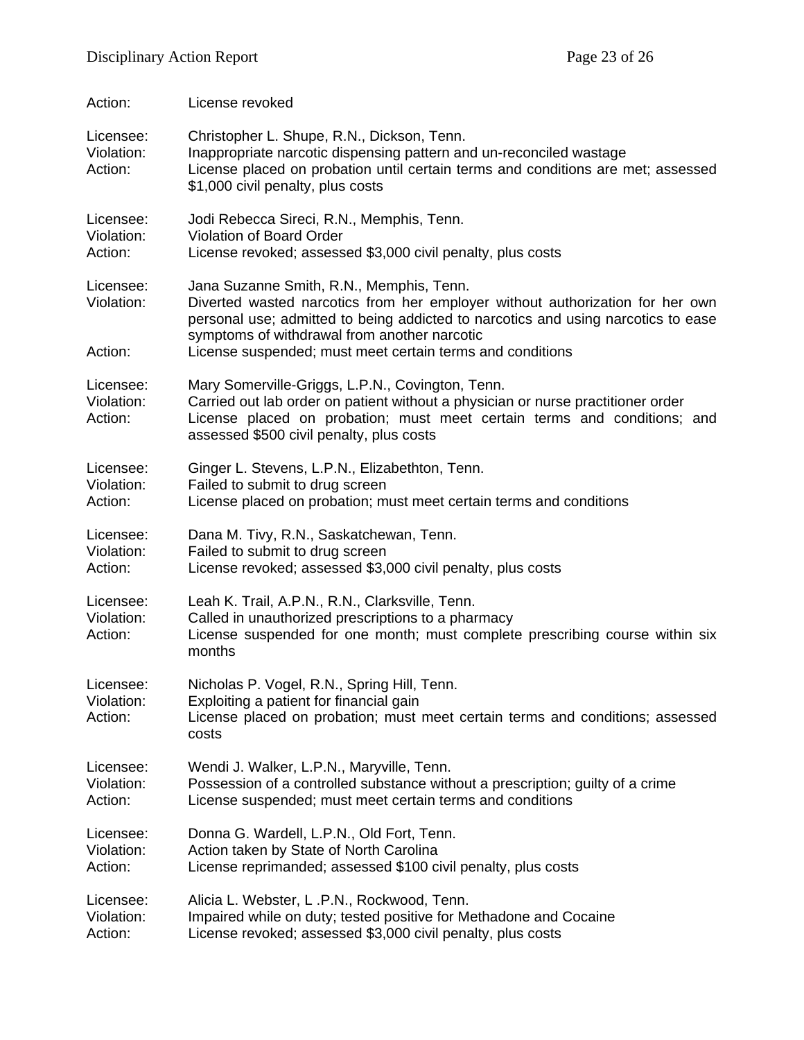Action: License revoked

Licensee: Christopher L. Shupe, R.N., Dickson, Tenn.
Violation: Inappropriate narcotic dispensing pattern and un-reconciled wastage
Action: License placed on probation until certain terms and conditions are met; assessed $1,000 civil penalty, plus costs

Licensee: Jodi Rebecca Sireci, R.N., Memphis, Tenn.
Violation: Violation of Board Order
Action: License revoked; assessed $3,000 civil penalty, plus costs

Licensee: Jana Suzanne Smith, R.N., Memphis, Tenn.
Violation: Diverted wasted narcotics from her employer without authorization for her own personal use; admitted to being addicted to narcotics and using narcotics to ease symptoms of withdrawal from another narcotic
Action: License suspended; must meet certain terms and conditions

Licensee: Mary Somerville-Griggs, L.P.N., Covington, Tenn.
Violation: Carried out lab order on patient without a physician or nurse practitioner order
Action: License placed on probation; must meet certain terms and conditions; and assessed $500 civil penalty, plus costs

Licensee: Ginger L. Stevens, L.P.N., Elizabethton, Tenn.
Violation: Failed to submit to drug screen
Action: License placed on probation; must meet certain terms and conditions

Licensee: Dana M. Tivy, R.N., Saskatchewan, Tenn.
Violation: Failed to submit to drug screen
Action: License revoked; assessed $3,000 civil penalty, plus costs

Licensee: Leah K. Trail, A.P.N., R.N., Clarksville, Tenn.
Violation: Called in unauthorized prescriptions to a pharmacy
Action: License suspended for one month; must complete prescribing course within six months

Licensee: Nicholas P. Vogel, R.N., Spring Hill, Tenn.
Violation: Exploiting a patient for financial gain
Action: License placed on probation; must meet certain terms and conditions; assessed costs

Licensee: Wendi J. Walker, L.P.N., Maryville, Tenn.
Violation: Possession of a controlled substance without a prescription; guilty of a crime
Action: License suspended; must meet certain terms and conditions

Licensee: Donna G. Wardell, L.P.N., Old Fort, Tenn.
Violation: Action taken by State of North Carolina
Action: License reprimanded; assessed $100 civil penalty, plus costs

Licensee: Alicia L. Webster, L .P.N., Rockwood, Tenn.
Violation: Impaired while on duty; tested positive for Methadone and Cocaine
Action: License revoked; assessed $3,000 civil penalty, plus costs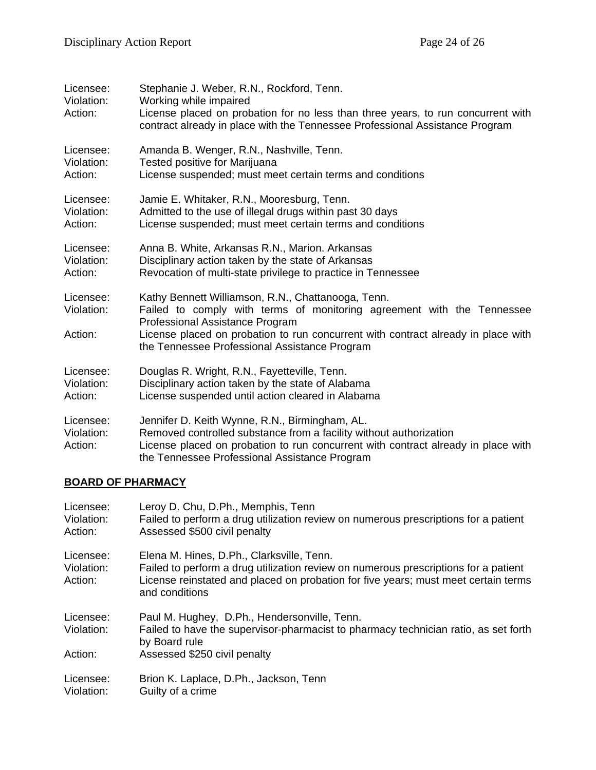Licensee: Stephanie J. Weber, R.N., Rockford, Tenn.
Violation: Working while impaired
Action: License placed on probation for no less than three years, to run concurrent with contract already in place with the Tennessee Professional Assistance Program

Licensee: Amanda B. Wenger, R.N., Nashville, Tenn.
Violation: Tested positive for Marijuana
Action: License suspended; must meet certain terms and conditions

Licensee: Jamie E. Whitaker, R.N., Mooresburg, Tenn.
Violation: Admitted to the use of illegal drugs within past 30 days
Action: License suspended; must meet certain terms and conditions

Licensee: Anna B. White, Arkansas R.N., Marion. Arkansas
Violation: Disciplinary action taken by the state of Arkansas
Action: Revocation of multi-state privilege to practice in Tennessee

Licensee: Kathy Bennett Williamson, R.N., Chattanooga, Tenn.
Violation: Failed to comply with terms of monitoring agreement with the Tennessee Professional Assistance Program
Action: License placed on probation to run concurrent with contract already in place with the Tennessee Professional Assistance Program

Licensee: Douglas R. Wright, R.N., Fayetteville, Tenn.
Violation: Disciplinary action taken by the state of Alabama
Action: License suspended until action cleared in Alabama

Licensee: Jennifer D. Keith Wynne, R.N., Birmingham, AL.
Violation: Removed controlled substance from a facility without authorization
Action: License placed on probation to run concurrent with contract already in place with the Tennessee Professional Assistance Program

## BOARD OF PHARMACY

Licensee: Leroy D. Chu, D.Ph., Memphis, Tenn
Violation: Failed to perform a drug utilization review on numerous prescriptions for a patient
Action: Assessed $500 civil penalty

Licensee: Elena M. Hines, D.Ph., Clarksville, Tenn.
Violation: Failed to perform a drug utilization review on numerous prescriptions for a patient
Action: License reinstated and placed on probation for five years; must meet certain terms and conditions

Licensee: Paul M. Hughey, D.Ph., Hendersonville, Tenn.
Violation: Failed to have the supervisor-pharmacist to pharmacy technician ratio, as set forth by Board rule
Action: Assessed $250 civil penalty

Licensee: Brion K. Laplace, D.Ph., Jackson, Tenn
Violation: Guilty of a crime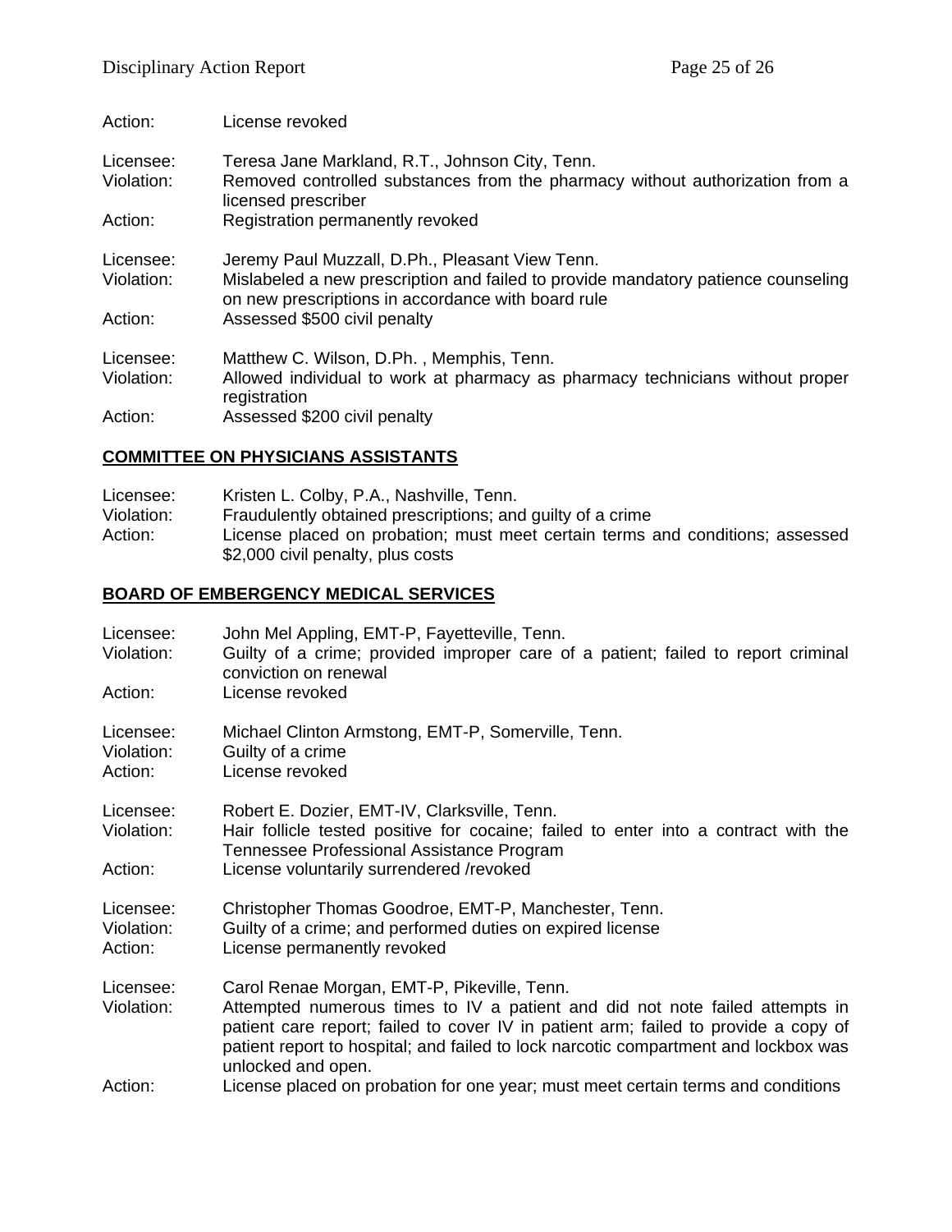Action: License revoked

Licensee: Teresa Jane Markland, R.T., Johnson City, Tenn.
Violation: Removed controlled substances from the pharmacy without authorization from a licensed prescriber
Action: Registration permanently revoked

Licensee: Jeremy Paul Muzzall, D.Ph., Pleasant View Tenn.
Violation: Mislabeled a new prescription and failed to provide mandatory patience counseling on new prescriptions in accordance with board rule
Action: Assessed $500 civil penalty

Licensee: Matthew C. Wilson, D.Ph. , Memphis, Tenn.
Violation: Allowed individual to work at pharmacy as pharmacy technicians without proper registration
Action: Assessed $200 civil penalty

## COMMITTEE ON PHYSICIANS ASSISTANTS

Licensee: Kristen L. Colby, P.A., Nashville, Tenn.
Violation: Fraudulently obtained prescriptions; and guilty of a crime
Action: License placed on probation; must meet certain terms and conditions; assessed $2,000 civil penalty, plus costs

## BOARD OF EMBERGENCY MEDICAL SERVICES

Licensee: John Mel Appling, EMT-P, Fayetteville, Tenn.
Violation: Guilty of a crime; provided improper care of a patient; failed to report criminal conviction on renewal
Action: License revoked

Licensee: Michael Clinton Armstong, EMT-P, Somerville, Tenn.
Violation: Guilty of a crime
Action: License revoked

Licensee: Robert E. Dozier, EMT-IV, Clarksville, Tenn.
Violation: Hair follicle tested positive for cocaine; failed to enter into a contract with the Tennessee Professional Assistance Program
Action: License voluntarily surrendered /revoked

Licensee: Christopher Thomas Goodroe, EMT-P, Manchester, Tenn.
Violation: Guilty of a crime; and performed duties on expired license
Action: License permanently revoked

Licensee: Carol Renae Morgan, EMT-P, Pikeville, Tenn.
Violation: Attempted numerous times to IV a patient and did not note failed attempts in patient care report; failed to cover IV in patient arm; failed to provide a copy of patient report to hospital; and failed to lock narcotic compartment and lockbox was unlocked and open.
Action: License placed on probation for one year; must meet certain terms and conditions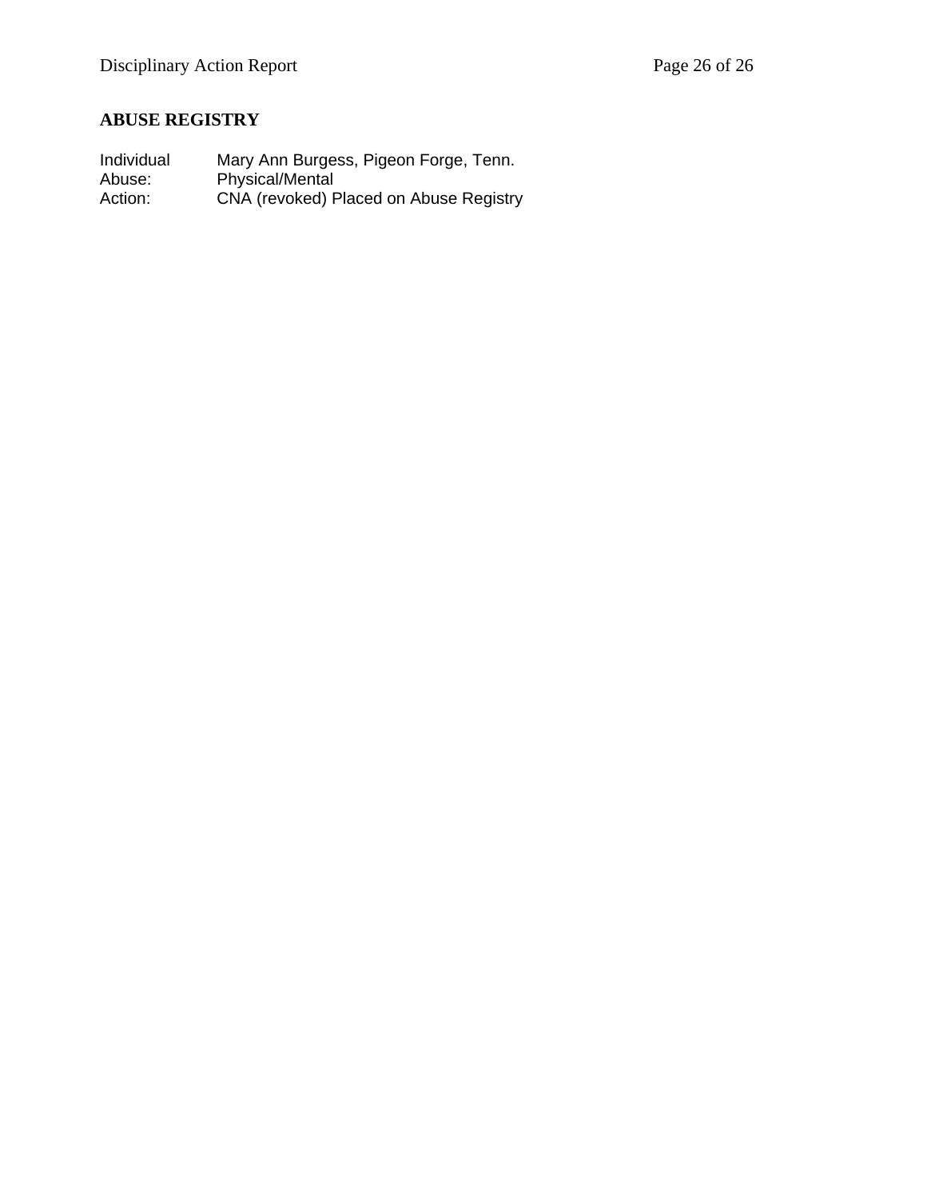## ABUSE REGISTRY

| | |
|---|---|
| Individual | Mary Ann Burgess, Pigeon Forge, Tenn. |
| Abuse: | Physical/Mental |
| Action: | CNA (revoked) Placed on Abuse Registry |